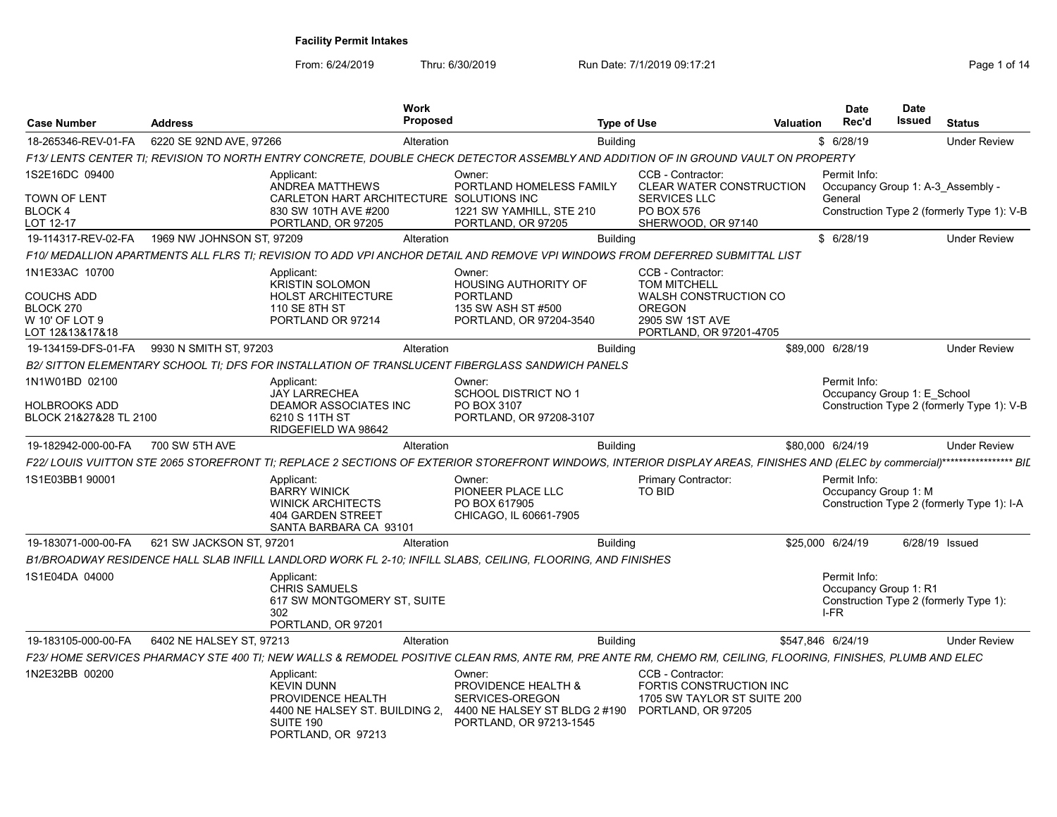# Facility Permit Intakes

From: 6/24/2019 Thru: 6/30/2019 Run Date: 7/1/2019 09:17:21

| Case Number | Address | Work Proposed | Type of Use | Valuation | Date Rec'd | Date Issued | Status |
|---|---|---|---|---|---|---|---|
| 18-265346-REV-01-FA | 6220 SE 92ND AVE, 97266 | Alteration | Building | $ | 6/28/19 | | Under Review |

*F13/ LENTS CENTER TI; REVISION TO NORTH ENTRY CONCRETE, DOUBLE CHECK DETECTOR ASSEMBLY AND ADDITION OF IN GROUND VAULT ON PROPERTY*

1S2E16DC 09400
TOWN OF LENT
BLOCK 4
LOT 12-17

Applicant:
ANDREA MATTHEWS
CARLETON HART ARCHITECTURE
830 SW 10TH AVE #200
PORTLAND, OR 97205

Owner:
PORTLAND HOMELESS FAMILY SOLUTIONS INC
1221 SW YAMHILL, STE 210
PORTLAND, OR 97205

CCB - Contractor:
CLEAR WATER CONSTRUCTION SERVICES LLC
PO BOX 576
SHERWOOD, OR 97140

Permit Info:
Occupancy Group 1: A-3_Assembly - General
Construction Type 2 (formerly Type 1): V-B

| Case Number | Address | Work Proposed | Type of Use | Valuation | Date Rec'd | Date Issued | Status |
|---|---|---|---|---|---|---|---|
| 19-114317-REV-02-FA | 1969 NW JOHNSON ST, 97209 | Alteration | Building | $ | 6/28/19 | | Under Review |

*F10/ MEDALLION APARTMENTS ALL FLRS TI; REVISION TO ADD VPI ANCHOR DETAIL AND REMOVE VPI WINDOWS FROM DEFERRED SUBMITTAL LIST*

1N1E33AC 10700
COUCHS ADD
BLOCK 270
W 10' OF LOT 9
LOT 12&13&17&18

Applicant:
KRISTIN SOLOMON
HOLST ARCHITECTURE
110 SE 8TH ST
PORTLAND OR 97214

Owner:
HOUSING AUTHORITY OF PORTLAND
135 SW ASH ST #500
PORTLAND, OR 97204-3540

CCB - Contractor:
TOM MITCHELL
WALSH CONSTRUCTION CO OREGON
2905 SW 1ST AVE
PORTLAND, OR 97201-4705

| Case Number | Address | Work Proposed | Type of Use | Valuation | Date Rec'd | Date Issued | Status |
|---|---|---|---|---|---|---|---|
| 19-134159-DFS-01-FA | 9930 N SMITH ST, 97203 | Alteration | Building | $89,000 | 6/28/19 | | Under Review |

*B2/ SITTON ELEMENTARY SCHOOL TI; DFS FOR INSTALLATION OF TRANSLUCENT FIBERGLASS SANDWICH PANELS*

1N1W01BD 02100
HOLBROOKS ADD
BLOCK 21&27&28 TL 2100

Applicant:
JAY LARRECHEA
DEAMOR ASSOCIATES INC
6210 S 11TH ST
RIDGEFIELD WA 98642

Owner:
SCHOOL DISTRICT NO 1
PO BOX 3107
PORTLAND, OR 97208-3107

Permit Info:
Occupancy Group 1: E_School
Construction Type 2 (formerly Type 1): V-B

| Case Number | Address | Work Proposed | Type of Use | Valuation | Date Rec'd | Date Issued | Status |
|---|---|---|---|---|---|---|---|
| 19-182942-000-00-FA | 700 SW 5TH AVE | Alteration | Building | $80,000 | 6/24/19 | | Under Review |

*F22/ LOUIS VUITTON STE 2065 STOREFRONT TI; REPLACE 2 SECTIONS OF EXTERIOR STOREFRONT WINDOWS, INTERIOR DISPLAY AREAS, FINISHES AND (ELEC by commercial)****************** BID*

1S1E03BB1 90001

Applicant:
BARRY WINICK
WINICK ARCHITECTS
404 GARDEN STREET
SANTA BARBARA CA 93101

Owner:
PIONEER PLACE LLC
PO BOX 617905
CHICAGO, IL 60661-7905

Primary Contractor:
TO BID

Permit Info:
Occupancy Group 1: M
Construction Type 2 (formerly Type 1): I-A

| Case Number | Address | Work Proposed | Type of Use | Valuation | Date Rec'd | Date Issued | Status |
|---|---|---|---|---|---|---|---|
| 19-183071-000-00-FA | 621 SW JACKSON ST, 97201 | Alteration | Building | $25,000 | 6/24/19 | 6/28/19 | Issued |

*B1/BROADWAY RESIDENCE HALL SLAB INFILL LANDLORD WORK FL 2-10; INFILL SLABS, CEILING, FLOORING, AND FINISHES*

1S1E04DA 04000

Applicant:
CHRIS SAMUELS
617 SW MONTGOMERY ST, SUITE 302
PORTLAND, OR 97201

Permit Info:
Occupancy Group 1: R1
Construction Type 2 (formerly Type 1): I-FR

| Case Number | Address | Work Proposed | Type of Use | Valuation | Date Rec'd | Date Issued | Status |
|---|---|---|---|---|---|---|---|
| 19-183105-000-00-FA | 6402 NE HALSEY ST, 97213 | Alteration | Building | $547,846 | 6/24/19 | | Under Review |

*F23/ HOME SERVICES PHARMACY STE 400 TI; NEW WALLS & REMODEL POSITIVE CLEAN RMS, ANTE RM, PRE ANTE RM, CHEMO RM, CEILING, FLOORING, FINISHES, PLUMB AND ELEC*

1N2E32BB 00200

Applicant:
KEVIN DUNN
PROVIDENCE HEALTH
4400 NE HALSEY ST. BUILDING 2, SUITE 190
PORTLAND, OR 97213

Owner:
PROVIDENCE HEALTH & SERVICES-OREGON
4400 NE HALSEY ST BLDG 2 #190
PORTLAND, OR 97213-1545

CCB - Contractor:
FORTIS CONSTRUCTION INC
1705 SW TAYLOR ST SUITE 200
PORTLAND, OR 97205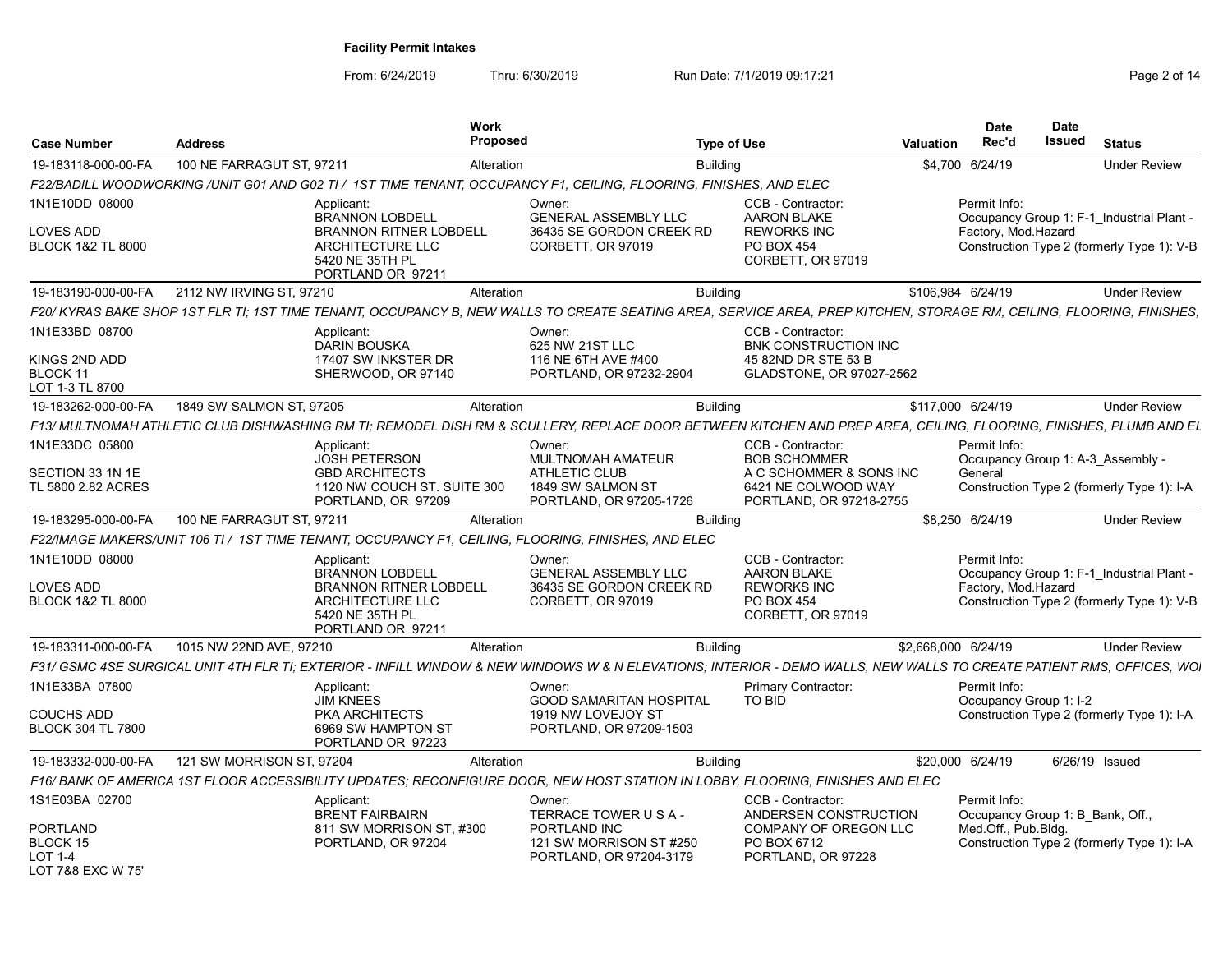**Facility Permit Intakes**

From: 6/24/2019 Thru: 6/30/2019 Run Date: 7/1/2019 09:17:21

| Case Number | Address | Work Proposed | Type of Use | Valuation | Date Rec'd | Date Issued | Status |
|---|---|---|---|---|---|---|---|
| 19-183118-000-00-FA | 100 NE FARRAGUT ST, 97211 | Alteration | Building | $4,700 | 6/24/19 | | Under Review |
| F22/BADILL WOODWORKING /UNIT G01 AND G02 TI / 1ST TIME TENANT, OCCUPANCY F1, CEILING, FLOORING, FINISHES, AND ELEC | | | | | | | |
| 1N1E10DD 08000<br>LOVES ADD<br>BLOCK 1&2 TL 8000 | Applicant:<br>BRANNON LOBDELL<br>BRANNON RITNER LOBDELL ARCHITECTURE LLC<br>5420 NE 35TH PL<br>PORTLAND OR 97211 | Owner:<br>GENERAL ASSEMBLY LLC<br>36435 SE GORDON CREEK RD<br>CORBETT, OR 97019 | CCB - Contractor:<br>AARON BLAKE<br>REWORKS INC<br>PO BOX 454<br>CORBETT, OR 97019 | Permit Info:<br>Occupancy Group 1: F-1_Industrial Plant - Factory, Mod.Hazard<br>Construction Type 2 (formerly Type 1): V-B | | | |
| 19-183190-000-00-FA | 2112 NW IRVING ST, 97210 | Alteration | Building | $106,984 | 6/24/19 | | Under Review |
| F20/ KYRAS BAKE SHOP 1ST FLR TI; 1ST TIME TENANT, OCCUPANCY B, NEW WALLS TO CREATE SEATING AREA, SERVICE AREA, PREP KITCHEN, STORAGE RM, CEILING, FLOORING, FINISHES, | | | | | | | |
| 1N1E33BD 08700<br>KINGS 2ND ADD<br>BLOCK 11<br>LOT 1-3 TL 8700 | Applicant:<br>DARIN BOUSKA<br>17407 SW INKSTER DR<br>SHERWOOD, OR 97140 | Owner:<br>625 NW 21ST LLC<br>116 NE 6TH AVE #400<br>PORTLAND, OR 97232-2904 | CCB - Contractor:<br>BNK CONSTRUCTION INC<br>45 82ND DR STE 53 B<br>GLADSTONE, OR 97027-2562 | | | | |
| 19-183262-000-00-FA | 1849 SW SALMON ST, 97205 | Alteration | Building | $117,000 | 6/24/19 | | Under Review |
| F13/ MULTNOMAH ATHLETIC CLUB DISHWASHING RM TI; REMODEL DISH RM & SCULLERY, REPLACE DOOR BETWEEN KITCHEN AND PREP AREA, CEILING, FLOORING, FINISHES, PLUMB AND EL | | | | | | | |
| 1N1E33DC 05800<br>SECTION 33 1N 1E<br>TL 5800 2.82 ACRES | Applicant:<br>JOSH PETERSON<br>GBD ARCHITECTS<br>1120 NW COUCH ST. SUITE 300<br>PORTLAND, OR 97209 | Owner:<br>MULTNOMAH AMATEUR ATHLETIC CLUB<br>1849 SW SALMON ST<br>PORTLAND, OR 97205-1726 | CCB - Contractor:<br>BOB SCHOMMER<br>A C SCHOMMER & SONS INC<br>6421 NE COLWOOD WAY<br>PORTLAND, OR 97218-2755 | Permit Info:<br>Occupancy Group 1: A-3_Assembly - General<br>Construction Type 2 (formerly Type 1): I-A | | | |
| 19-183295-000-00-FA | 100 NE FARRAGUT ST, 97211 | Alteration | Building | $8,250 | 6/24/19 | | Under Review |
| F22/IMAGE MAKERS/UNIT 106 TI / 1ST TIME TENANT, OCCUPANCY F1, CEILING, FLOORING, FINISHES, AND ELEC | | | | | | | |
| 1N1E10DD 08000<br>LOVES ADD<br>BLOCK 1&2 TL 8000 | Applicant:<br>BRANNON LOBDELL<br>BRANNON RITNER LOBDELL ARCHITECTURE LLC<br>5420 NE 35TH PL<br>PORTLAND OR 97211 | Owner:<br>GENERAL ASSEMBLY LLC<br>36435 SE GORDON CREEK RD<br>CORBETT, OR 97019 | CCB - Contractor:<br>AARON BLAKE<br>REWORKS INC<br>PO BOX 454<br>CORBETT, OR 97019 | Permit Info:<br>Occupancy Group 1: F-1_Industrial Plant - Factory, Mod.Hazard<br>Construction Type 2 (formerly Type 1): V-B | | | |
| 19-183311-000-00-FA | 1015 NW 22ND AVE, 97210 | Alteration | Building | $2,668,000 | 6/24/19 | | Under Review |
| F31/ GSMC 4SE SURGICAL UNIT 4TH FLR TI; EXTERIOR - INFILL WINDOW & NEW WINDOWS W & N ELEVATIONS; INTERIOR - DEMO WALLS, NEW WALLS TO CREATE PATIENT RMS, OFFICES, WOI | | | | | | | |
| 1N1E33BA 07800<br>COUCHS ADD<br>BLOCK 304 TL 7800 | Applicant:<br>JIM KNEES<br>PKA ARCHITECTS<br>6969 SW HAMPTON ST<br>PORTLAND OR 97223 | Owner:<br>GOOD SAMARITAN HOSPITAL<br>1919 NW LOVEJOY ST<br>PORTLAND, OR 97209-1503 | Primary Contractor:<br>TO BID | Permit Info:<br>Occupancy Group 1: I-2<br>Construction Type 2 (formerly Type 1): I-A | | | |
| 19-183332-000-00-FA | 121 SW MORRISON ST, 97204 | Alteration | Building | $20,000 | 6/24/19 | 6/26/19 | Issued |
| F16/ BANK OF AMERICA 1ST FLOOR ACCESSIBILITY UPDATES; RECONFIGURE DOOR, NEW HOST STATION IN LOBBY, FLOORING, FINISHES AND ELEC | | | | | | | |
| 1S1E03BA 02700<br>PORTLAND<br>BLOCK 15<br>LOT 1-4<br>LOT 7&8 EXC W 75' | Applicant:<br>BRENT FAIRBAIRN<br>811 SW MORRISON ST, #300<br>PORTLAND, OR 97204 | Owner:<br>TERRACE TOWER U S A - PORTLAND INC<br>121 SW MORRISON ST #250<br>PORTLAND, OR 97204-3179 | CCB - Contractor:<br>ANDERSEN CONSTRUCTION COMPANY OF OREGON LLC<br>PO BOX 6712<br>PORTLAND, OR 97228 | Permit Info:<br>Occupancy Group 1: B_Bank, Off., Med.Off., Pub.Bldg.<br>Construction Type 2 (formerly Type 1): I-A | | | |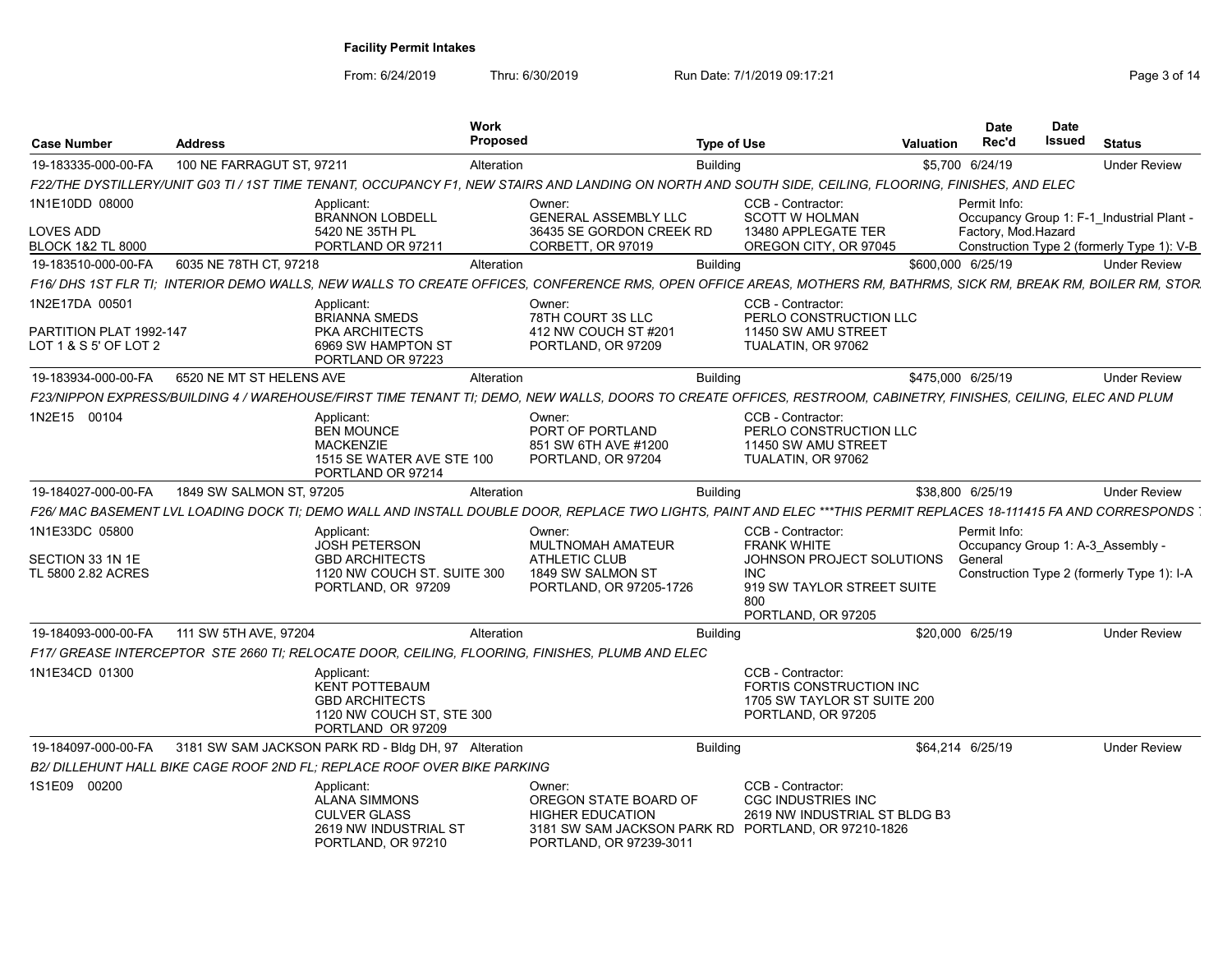**Facility Permit Intakes**

From: 6/24/2019 Thru: 6/30/2019 Run Date: 7/1/2019 09:17:21

| Case Number | Address | Work Proposed | Type of Use | Valuation | Date Rec'd | Date Issued | Status |
|---|---|---|---|---|---|---|---|
| 19-183335-000-00-FA | 100 NE FARRAGUT ST, 97211 | Alteration | Building | $5,700 | 6/24/19 | | Under Review |

*F22/THE DYSTILLERY/UNIT G03 TI / 1ST TIME TENANT, OCCUPANCY F1, NEW STAIRS AND LANDING ON NORTH AND SOUTH SIDE, CEILING, FLOORING, FINISHES, AND ELEC*

1N1E10DD 08000
LOVES ADD
BLOCK 1&2 TL 8000

Applicant: BRANNON LOBDELL, 5420 NE 35TH PL, PORTLAND OR 97211

Owner: GENERAL ASSEMBLY LLC, 36435 SE GORDON CREEK RD, CORBETT, OR 97019

CCB - Contractor: SCOTT W HOLMAN, 13480 APPLEGATE TER, OREGON CITY, OR 97045

Permit Info: Occupancy Group 1: F-1_Industrial Plant - Factory, Mod.Hazard; Construction Type 2 (formerly Type 1): V-B

---

| Case Number | Address | Work Proposed | Type of Use | Valuation | Date Rec'd | Date Issued | Status |
|---|---|---|---|---|---|---|---|
| 19-183510-000-00-FA | 6035 NE 78TH CT, 97218 | Alteration | Building | $600,000 | 6/25/19 | | Under Review |

*F16/ DHS 1ST FLR TI; INTERIOR DEMO WALLS, NEW WALLS TO CREATE OFFICES, CONFERENCE RMS, OPEN OFFICE AREAS, MOTHERS RM, BATHRMS, SICK RM, BREAK RM, BOILER RM, STOR*

1N2E17DA 00501
PARTITION PLAT 1992-147
LOT 1 & S 5' OF LOT 2

Applicant: BRIANNA SMEDS, PKA ARCHITECTS, 6969 SW HAMPTON ST, PORTLAND OR 97223

Owner: 78TH COURT 3S LLC, 412 NW COUCH ST #201, PORTLAND, OR 97209

CCB - Contractor: PERLO CONSTRUCTION LLC, 11450 SW AMU STREET, TUALATIN, OR 97062

---

| Case Number | Address | Work Proposed | Type of Use | Valuation | Date Rec'd | Date Issued | Status |
|---|---|---|---|---|---|---|---|
| 19-183934-000-00-FA | 6520 NE MT ST HELENS AVE | Alteration | Building | $475,000 | 6/25/19 | | Under Review |

*F23/NIPPON EXPRESS/BUILDING 4 / WAREHOUSE/FIRST TIME TENANT TI; DEMO, NEW WALLS, DOORS TO CREATE OFFICES, RESTROOM, CABINETRY, FINISHES, CEILING, ELEC AND PLUM*

1N2E15 00104

Applicant: BEN MOUNCE, MACKENZIE, 1515 SE WATER AVE STE 100, PORTLAND OR 97214

Owner: PORT OF PORTLAND, 851 SW 6TH AVE #1200, PORTLAND, OR 97204

CCB - Contractor: PERLO CONSTRUCTION LLC, 11450 SW AMU STREET, TUALATIN, OR 97062

---

| Case Number | Address | Work Proposed | Type of Use | Valuation | Date Rec'd | Date Issued | Status |
|---|---|---|---|---|---|---|---|
| 19-184027-000-00-FA | 1849 SW SALMON ST, 97205 | Alteration | Building | $38,800 | 6/25/19 | | Under Review |

*F26/ MAC BASEMENT LVL LOADING DOCK TI; DEMO WALL AND INSTALL DOUBLE DOOR, REPLACE TWO LIGHTS, PAINT AND ELEC \*\*\*THIS PERMIT REPLACES 18-111415 FA AND CORRESPONDS*

1N1E33DC 05800
SECTION 33 1N 1E
TL 5800 2.82 ACRES

Applicant: JOSH PETERSON, GBD ARCHITECTS, 1120 NW COUCH ST. SUITE 300, PORTLAND, OR 97209

Owner: MULTNOMAH AMATEUR ATHLETIC CLUB, 1849 SW SALMON ST, PORTLAND, OR 97205-1726

CCB - Contractor: FRANK WHITE, JOHNSON PROJECT SOLUTIONS INC, 919 SW TAYLOR STREET SUITE 800, PORTLAND, OR 97205

Permit Info: Occupancy Group 1: A-3_Assembly - General; Construction Type 2 (formerly Type 1): I-A

---

| Case Number | Address | Work Proposed | Type of Use | Valuation | Date Rec'd | Date Issued | Status |
|---|---|---|---|---|---|---|---|
| 19-184093-000-00-FA | 111 SW 5TH AVE, 97204 | Alteration | Building | $20,000 | 6/25/19 | | Under Review |

*F17/ GREASE INTERCEPTOR STE 2660 TI; RELOCATE DOOR, CEILING, FLOORING, FINISHES, PLUMB AND ELEC*

1N1E34CD 01300

Applicant: KENT POTTEBAUM, GBD ARCHITECTS, 1120 NW COUCH ST, STE 300, PORTLAND OR 97209

CCB - Contractor: FORTIS CONSTRUCTION INC, 1705 SW TAYLOR ST SUITE 200, PORTLAND, OR 97205

---

| Case Number | Address | Work Proposed | Type of Use | Valuation | Date Rec'd | Date Issued | Status |
|---|---|---|---|---|---|---|---|
| 19-184097-000-00-FA | 3181 SW SAM JACKSON PARK RD - Bldg DH, 97 | Alteration | Building | $64,214 | 6/25/19 | | Under Review |

*B2/ DILLEHUNT HALL BIKE CAGE ROOF 2ND FL; REPLACE ROOF OVER BIKE PARKING*

1S1E09 00200

Applicant: ALANA SIMMONS, CULVER GLASS, 2619 NW INDUSTRIAL ST, PORTLAND, OR 97210

Owner: OREGON STATE BOARD OF HIGHER EDUCATION, 3181 SW SAM JACKSON PARK RD, PORTLAND, OR 97239-3011

CCB - Contractor: CGC INDUSTRIES INC, 2619 NW INDUSTRIAL ST BLDG B3, PORTLAND, OR 97210-1826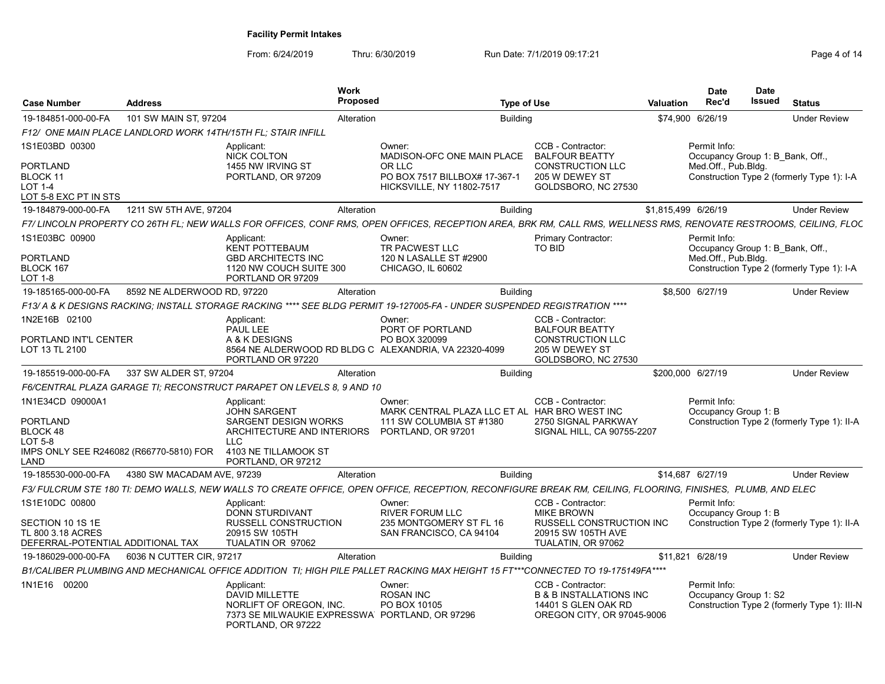**Facility Permit Intakes**

From: 6/24/2019 Thru: 6/30/2019 Run Date: 7/1/2019 09:17:21

| Case Number | Address | Work Proposed | Type of Use | Valuation | Date Rec'd | Date Issued | Status |
|---|---|---|---|---|---|---|---|
| 19-184851-000-00-FA | 101 SW MAIN ST, 97204 | Alteration | Building | $74,900 | 6/26/19 | | Under Review |

*F12/ ONE MAIN PLACE LANDLORD WORK 14TH/15TH FL; STAIR INFILL*

1S1E03BD 00300
PORTLAND
BLOCK 11
LOT 1-4
LOT 5-8 EXC PT IN STS

Applicant: NICK COLTON, 1455 NW IRVING ST, PORTLAND, OR 97209

Owner: MADISON-OFC ONE MAIN PLACE OR LLC, PO BOX 7517 BILLBOX# 17-367-1, HICKSVILLE, NY 11802-7517

CCB - Contractor: BALFOUR BEATTY CONSTRUCTION LLC, 205 W DEWEY ST, GOLDSBORO, NC 27530

Permit Info: Occupancy Group 1: B_Bank, Off., Med.Off., Pub.Bldg. Construction Type 2 (formerly Type 1): I-A

| Case Number | Address | Work Proposed | Type of Use | Valuation | Date Rec'd | Date Issued | Status |
|---|---|---|---|---|---|---|---|
| 19-184879-000-00-FA | 1211 SW 5TH AVE, 97204 | Alteration | Building | $1,815,499 | 6/26/19 | | Under Review |

*F7/ LINCOLN PROPERTY CO 26TH FL; NEW WALLS FOR OFFICES, CONF RMS, OPEN OFFICES, RECEPTION AREA, BRK RM, CALL RMS, WELLNESS RMS, RENOVATE RESTROOMS, CEILING, FLOC*

1S1E03BC 00900
PORTLAND
BLOCK 167
LOT 1-8

Applicant: KENT POTTEBAUM, GBD ARCHITECTS INC, 1120 NW COUCH SUITE 300, PORTLAND OR 97209

Owner: TR PACWEST LLC, 120 N LASALLE ST #2900, CHICAGO, IL 60602

Primary Contractor: TO BID

Permit Info: Occupancy Group 1: B_Bank, Off., Med.Off., Pub.Bldg. Construction Type 2 (formerly Type 1): I-A

| Case Number | Address | Work Proposed | Type of Use | Valuation | Date Rec'd | Date Issued | Status |
|---|---|---|---|---|---|---|---|
| 19-185165-000-00-FA | 8592 NE ALDERWOOD RD, 97220 | Alteration | Building | $8,500 | 6/27/19 | | Under Review |

*F13/ A & K DESIGNS RACKING; INSTALL STORAGE RACKING **** SEE BLDG PERMIT 19-127005-FA - UNDER SUSPENDED REGISTRATION *****

1N2E16B 02100
PORTLAND INT'L CENTER
LOT 13 TL 2100

Applicant: PAUL LEE, A & K DESIGNS, 8564 NE ALDERWOOD RD BLDG C, PORTLAND OR 97220

Owner: PORT OF PORTLAND, PO BOX 320099, ALEXANDRIA, VA 22320-4099

CCB - Contractor: BALFOUR BEATTY CONSTRUCTION LLC, 205 W DEWEY ST, GOLDSBORO, NC 27530

| Case Number | Address | Work Proposed | Type of Use | Valuation | Date Rec'd | Date Issued | Status |
|---|---|---|---|---|---|---|---|
| 19-185519-000-00-FA | 337 SW ALDER ST, 97204 | Alteration | Building | $200,000 | 6/27/19 | | Under Review |

*F6/CENTRAL PLAZA GARAGE TI; RECONSTRUCT PARAPET ON LEVELS 8, 9 AND 10*

1N1E34CD 09000A1
PORTLAND
BLOCK 48
LOT 5-8
IMPS ONLY SEE R246082 (R66770-5810) FOR LAND

Applicant: JOHN SARGENT, SARGENT DESIGN WORKS ARCHITECTURE AND INTERIORS LLC, 4103 NE TILLAMOOK ST, PORTLAND, OR 97212

Owner: MARK CENTRAL PLAZA LLC ET AL, 111 SW COLUMBIA ST #1380, PORTLAND, OR 97201

CCB - Contractor: HAR BRO WEST INC, 2750 SIGNAL PARKWAY, SIGNAL HILL, CA 90755-2207

Permit Info: Occupancy Group 1: B. Construction Type 2 (formerly Type 1): II-A

| Case Number | Address | Work Proposed | Type of Use | Valuation | Date Rec'd | Date Issued | Status |
|---|---|---|---|---|---|---|---|
| 19-185530-000-00-FA | 4380 SW MACADAM AVE, 97239 | Alteration | Building | $14,687 | 6/27/19 | | Under Review |

*F3/ FULCRUM STE 180 TI: DEMO WALLS, NEW WALLS TO CREATE OFFICE, OPEN OFFICE, RECEPTION, RECONFIGURE BREAK RM, CEILING, FLOORING, FINISHES, PLUMB, AND ELEC*

1S1E10DC 00800
SECTION 10 1S 1E
TL 800 3.18 ACRES
DEFERRAL-POTENTIAL ADDITIONAL TAX

Applicant: DONN STURDIVANT, RUSSELL CONSTRUCTION, 20915 SW 105TH, TUALATIN OR 97062

Owner: RIVER FORUM LLC, 235 MONTGOMERY ST FL 16, SAN FRANCISCO, CA 94104

CCB - Contractor: MIKE BROWN, RUSSELL CONSTRUCTION INC, 20915 SW 105TH AVE, TUALATIN, OR 97062

Permit Info: Occupancy Group 1: B. Construction Type 2 (formerly Type 1): II-A

| Case Number | Address | Work Proposed | Type of Use | Valuation | Date Rec'd | Date Issued | Status |
|---|---|---|---|---|---|---|---|
| 19-186029-000-00-FA | 6036 N CUTTER CIR, 97217 | Alteration | Building | $11,821 | 6/28/19 | | Under Review |

*B1/CALIBER PLUMBING AND MECHANICAL OFFICE ADDITION TI; HIGH PILE PALLET RACKING MAX HEIGHT 15 FT***CONNECTED TO 19-175149FA*****

1N1E16 00200

Applicant: DAVID MILLETTE, NORLIFT OF OREGON, INC., 7373 SE MILWAUKIE EXPRESSWAY, PORTLAND, OR 97222

Owner: ROSAN INC, PO BOX 10105, PORTLAND, OR 97296

CCB - Contractor: B & B INSTALLATIONS INC, 14401 S GLEN OAK RD, OREGON CITY, OR 97045-9006

Permit Info: Occupancy Group 1: S2. Construction Type 2 (formerly Type 1): III-N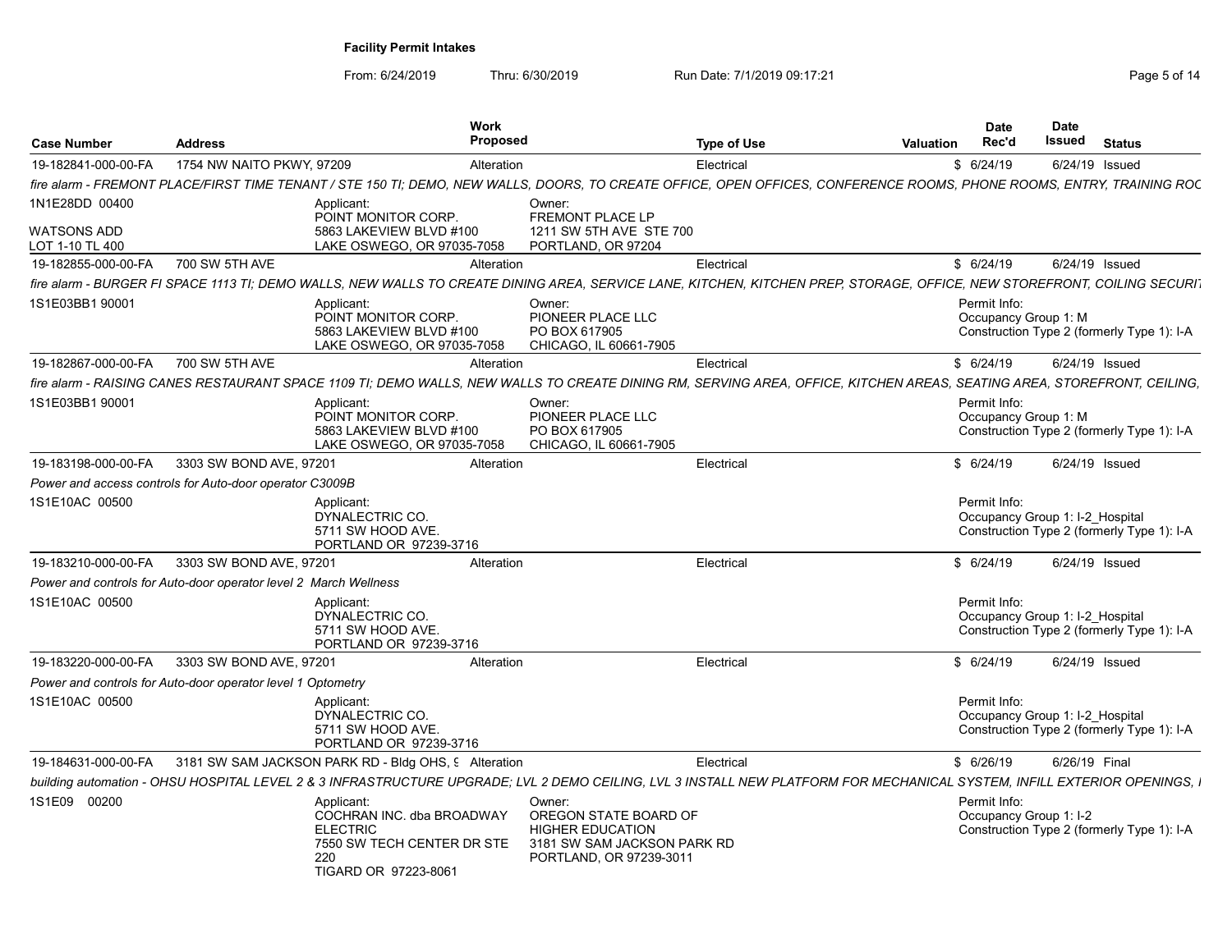**Facility Permit Intakes**

From: 6/24/2019 Thru: 6/30/2019 Run Date: 7/1/2019 09:17:21

| Case Number | Address | Work Proposed | Type of Use | Valuation | Date Rec'd | Date Issued | Status |
|---|---|---|---|---|---|---|---|
| 19-182841-000-00-FA | 1754 NW NAITO PKWY, 97209 | Alteration | Electrical | $ | 6/24/19 | 6/24/19 | Issued |

*fire alarm - FREMONT PLACE/FIRST TIME TENANT / STE 150 TI; DEMO, NEW WALLS, DOORS, TO CREATE OFFICE, OPEN OFFICES, CONFERENCE ROOMS, PHONE ROOMS, ENTRY, TRAINING ROC*

1N1E28DD 00400
WATSONS ADD
LOT 1-10 TL 400

Applicant: POINT MONITOR CORP. 5863 LAKEVIEW BLVD #100 LAKE OSWEGO, OR 97035-7058

Owner: FREMONT PLACE LP 1211 SW 5TH AVE STE 700 PORTLAND, OR 97204

| Case Number | Address | Work Proposed | Type of Use | Valuation | Date Rec'd | Date Issued | Status |
|---|---|---|---|---|---|---|---|
| 19-182855-000-00-FA | 700 SW 5TH AVE | Alteration | Electrical | $ | 6/24/19 | 6/24/19 | Issued |

*fire alarm - BURGER FI SPACE 1113 TI; DEMO WALLS, NEW WALLS TO CREATE DINING AREA, SERVICE LANE, KITCHEN, KITCHEN PREP, STORAGE, OFFICE, NEW STOREFRONT, COILING SECURI*

1S1E03BB1 90001

Applicant: POINT MONITOR CORP. 5863 LAKEVIEW BLVD #100 LAKE OSWEGO, OR 97035-7058

Owner: PIONEER PLACE LLC PO BOX 617905 CHICAGO, IL 60661-7905

Permit Info: Occupancy Group 1: M; Construction Type 2 (formerly Type 1): I-A

| Case Number | Address | Work Proposed | Type of Use | Valuation | Date Rec'd | Date Issued | Status |
|---|---|---|---|---|---|---|---|
| 19-182867-000-00-FA | 700 SW 5TH AVE | Alteration | Electrical | $ | 6/24/19 | 6/24/19 | Issued |

*fire alarm - RAISING CANES RESTAURANT SPACE 1109 TI; DEMO WALLS, NEW WALLS TO CREATE DINING RM, SERVING AREA, OFFICE, KITCHEN AREAS, SEATING AREA, STOREFRONT, CEILING,*

1S1E03BB1 90001

Applicant: POINT MONITOR CORP. 5863 LAKEVIEW BLVD #100 LAKE OSWEGO, OR 97035-7058

Owner: PIONEER PLACE LLC PO BOX 617905 CHICAGO, IL 60661-7905

Permit Info: Occupancy Group 1: M; Construction Type 2 (formerly Type 1): I-A

| Case Number | Address | Work Proposed | Type of Use | Valuation | Date Rec'd | Date Issued | Status |
|---|---|---|---|---|---|---|---|
| 19-183198-000-00-FA | 3303 SW BOND AVE, 97201 | Alteration | Electrical | $ | 6/24/19 | 6/24/19 | Issued |

*Power and access controls for Auto-door operator C3009B*

1S1E10AC 00500

Applicant: DYNALECTRIC CO. 5711 SW HOOD AVE. PORTLAND OR 97239-3716

Permit Info: Occupancy Group 1: I-2_Hospital; Construction Type 2 (formerly Type 1): I-A

| Case Number | Address | Work Proposed | Type of Use | Valuation | Date Rec'd | Date Issued | Status |
|---|---|---|---|---|---|---|---|
| 19-183210-000-00-FA | 3303 SW BOND AVE, 97201 | Alteration | Electrical | $ | 6/24/19 | 6/24/19 | Issued |

*Power and controls for Auto-door operator level 2 March Wellness*

1S1E10AC 00500

Applicant: DYNALECTRIC CO. 5711 SW HOOD AVE. PORTLAND OR 97239-3716

Permit Info: Occupancy Group 1: I-2_Hospital; Construction Type 2 (formerly Type 1): I-A

| Case Number | Address | Work Proposed | Type of Use | Valuation | Date Rec'd | Date Issued | Status |
|---|---|---|---|---|---|---|---|
| 19-183220-000-00-FA | 3303 SW BOND AVE, 97201 | Alteration | Electrical | $ | 6/24/19 | 6/24/19 | Issued |

*Power and controls for Auto-door operator level 1 Optometry*

1S1E10AC 00500

Applicant: DYNALECTRIC CO. 5711 SW HOOD AVE. PORTLAND OR 97239-3716

Permit Info: Occupancy Group 1: I-2_Hospital; Construction Type 2 (formerly Type 1): I-A

| Case Number | Address | Work Proposed | Type of Use | Valuation | Date Rec'd | Date Issued | Status |
|---|---|---|---|---|---|---|---|
| 19-184631-000-00-FA | 3181 SW SAM JACKSON PARK RD - Bldg OHS, 9 | Alteration | Electrical | $ | 6/26/19 | 6/26/19 | Final |

*building automation - OHSU HOSPITAL LEVEL 2 & 3 INFRASTRUCTURE UPGRADE; LVL 2 DEMO CEILING, LVL 3 INSTALL NEW PLATFORM FOR MECHANICAL SYSTEM, INFILL EXTERIOR OPENINGS, I*

1S1E09 00200

Applicant: COCHRAN INC. dba BROADWAY ELECTRIC 7550 SW TECH CENTER DR STE 220 TIGARD OR 97223-8061

Owner: OREGON STATE BOARD OF HIGHER EDUCATION 3181 SW SAM JACKSON PARK RD PORTLAND, OR 97239-3011

Permit Info: Occupancy Group 1: I-2; Construction Type 2 (formerly Type 1): I-A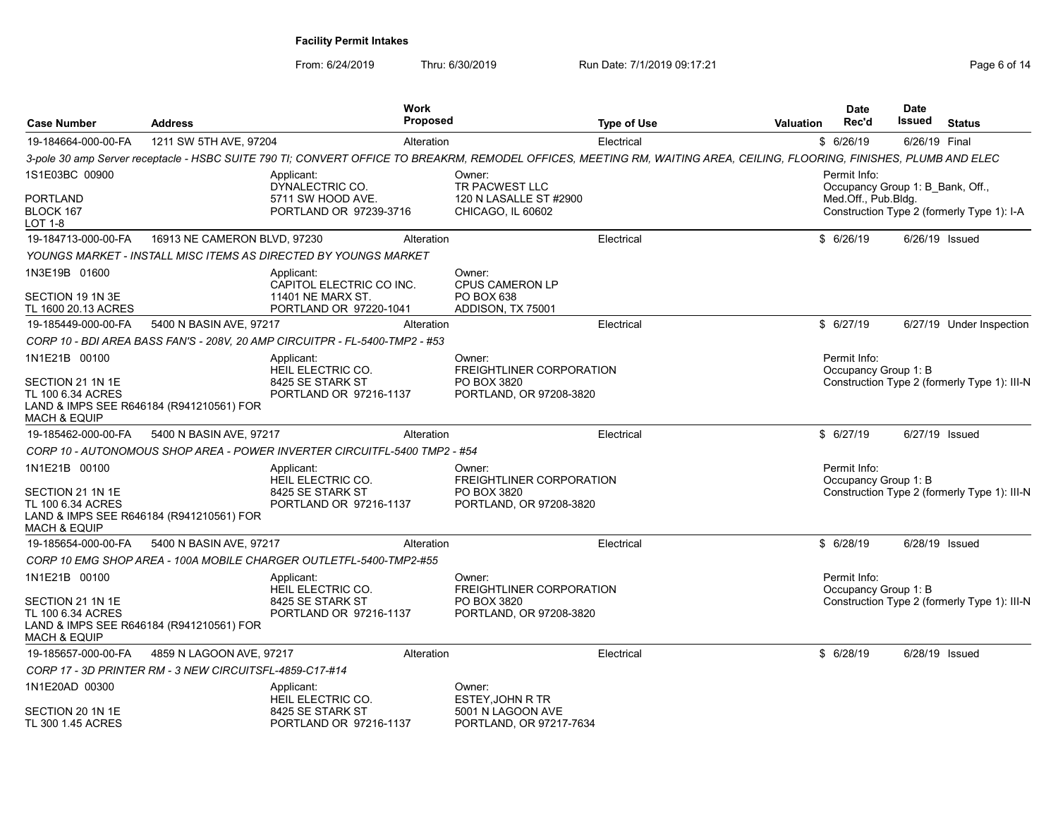**Facility Permit Intakes**

From: 6/24/2019 Thru: 6/30/2019 Run Date: 7/1/2019 09:17:21

| Case Number | Address | Work Proposed | Type of Use | Valuation | Date Rec'd | Date Issued | Status |
|---|---|---|---|---|---|---|---|
| 19-184664-000-00-FA | 1211 SW 5TH AVE, 97204 | Alteration | Electrical | $ | 6/26/19 | 6/26/19 | Final |

*3-pole 30 amp Server receptacle - HSBC SUITE 790 TI; CONVERT OFFICE TO BREAKRM, REMODEL OFFICES, MEETING RM, WAITING AREA, CEILING, FLOORING, FINISHES, PLUMB AND ELEC*

1S1E03BC 00900
PORTLAND
BLOCK 167
LOT 1-8

Applicant:
DYNALECTRIC CO.
5711 SW HOOD AVE.
PORTLAND OR 97239-3716

Owner:
TR PACWEST LLC
120 N LASALLE ST #2900
CHICAGO, IL 60602

Permit Info:
Occupancy Group 1: B_Bank, Off., Med.Off., Pub.Bldg.
Construction Type 2 (formerly Type 1): I-A

---

| Case Number | Address | Work Proposed | Type of Use | Valuation | Date Rec'd | Date Issued | Status |
|---|---|---|---|---|---|---|---|
| 19-184713-000-00-FA | 16913 NE CAMERON BLVD, 97230 | Alteration | Electrical | $ | 6/26/19 | 6/26/19 | Issued |

*YOUNGS MARKET - INSTALL MISC ITEMS AS DIRECTED BY YOUNGS MARKET*

1N3E19B 01600
SECTION 19 1N 3E
TL 1600 20.13 ACRES

Applicant:
CAPITOL ELECTRIC CO INC.
11401 NE MARX ST.
PORTLAND OR 97220-1041

Owner:
CPUS CAMERON LP
PO BOX 638
ADDISON, TX 75001

---

| Case Number | Address | Work Proposed | Type of Use | Valuation | Date Rec'd | Date Issued | Status |
|---|---|---|---|---|---|---|---|
| 19-185449-000-00-FA | 5400 N BASIN AVE, 97217 | Alteration | Electrical | $ | 6/27/19 | 6/27/19 | Under Inspection |

*CORP 10 - BDI AREA BASS FAN'S - 208V, 20 AMP CIRCUITPR - FL-5400-TMP2 - #53*

1N1E21B 00100
SECTION 21 1N 1E
TL 100 6.34 ACRES
LAND & IMPS SEE R646184 (R941210561) FOR MACH & EQUIP

Applicant:
HEIL ELECTRIC CO.
8425 SE STARK ST
PORTLAND OR 97216-1137

Owner:
FREIGHTLINER CORPORATION
PO BOX 3820
PORTLAND, OR 97208-3820

Permit Info:
Occupancy Group 1: B
Construction Type 2 (formerly Type 1): III-N

---

| Case Number | Address | Work Proposed | Type of Use | Valuation | Date Rec'd | Date Issued | Status |
|---|---|---|---|---|---|---|---|
| 19-185462-000-00-FA | 5400 N BASIN AVE, 97217 | Alteration | Electrical | $ | 6/27/19 | 6/27/19 | Issued |

*CORP 10 - AUTONOMOUS SHOP AREA - POWER INVERTER CIRCUITFL-5400 TMP2 - #54*

1N1E21B 00100
SECTION 21 1N 1E
TL 100 6.34 ACRES
LAND & IMPS SEE R646184 (R941210561) FOR MACH & EQUIP

Applicant:
HEIL ELECTRIC CO.
8425 SE STARK ST
PORTLAND OR 97216-1137

Owner:
FREIGHTLINER CORPORATION
PO BOX 3820
PORTLAND, OR 97208-3820

Permit Info:
Occupancy Group 1: B
Construction Type 2 (formerly Type 1): III-N

---

| Case Number | Address | Work Proposed | Type of Use | Valuation | Date Rec'd | Date Issued | Status |
|---|---|---|---|---|---|---|---|
| 19-185654-000-00-FA | 5400 N BASIN AVE, 97217 | Alteration | Electrical | $ | 6/28/19 | 6/28/19 | Issued |

*CORP 10 EMG SHOP AREA - 100A MOBILE CHARGER OUTLETFL-5400-TMP2-#55*

1N1E21B 00100
SECTION 21 1N 1E
TL 100 6.34 ACRES
LAND & IMPS SEE R646184 (R941210561) FOR MACH & EQUIP

Applicant:
HEIL ELECTRIC CO.
8425 SE STARK ST
PORTLAND OR 97216-1137

Owner:
FREIGHTLINER CORPORATION
PO BOX 3820
PORTLAND, OR 97208-3820

Permit Info:
Occupancy Group 1: B
Construction Type 2 (formerly Type 1): III-N

---

| Case Number | Address | Work Proposed | Type of Use | Valuation | Date Rec'd | Date Issued | Status |
|---|---|---|---|---|---|---|---|
| 19-185657-000-00-FA | 4859 N LAGOON AVE, 97217 | Alteration | Electrical | $ | 6/28/19 | 6/28/19 | Issued |

*CORP 17 - 3D PRINTER RM - 3 NEW CIRCUITSFL-4859-C17-#14*

1N1E20AD 00300
SECTION 20 1N 1E
TL 300 1.45 ACRES

Applicant:
HEIL ELECTRIC CO.
8425 SE STARK ST
PORTLAND OR 97216-1137

Owner:
ESTEY,JOHN R TR
5001 N LAGOON AVE
PORTLAND, OR 97217-7634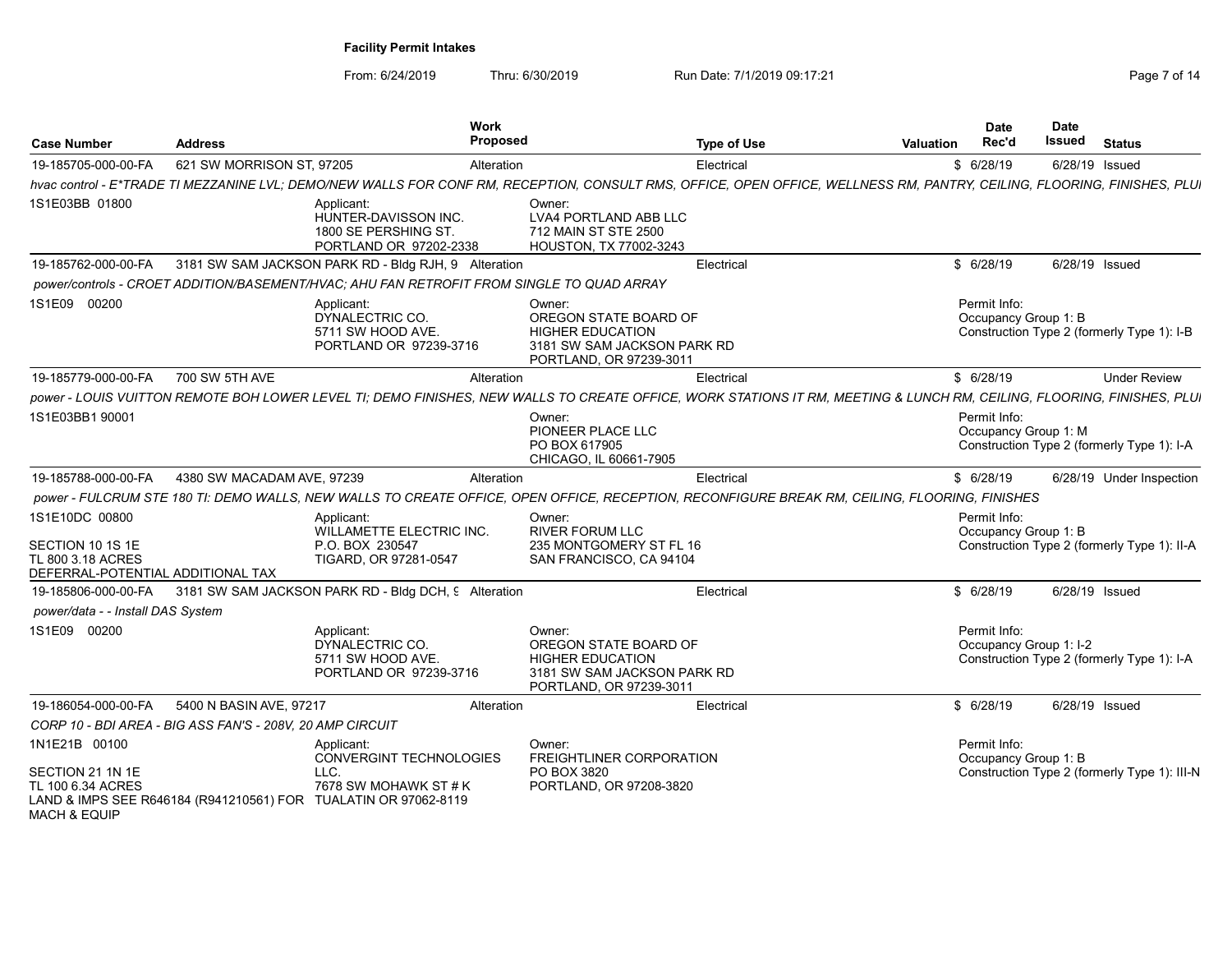**Facility Permit Intakes**

From: 6/24/2019 Thru: 6/30/2019 Run Date: 7/1/2019 09:17:21

| Case Number | Address | Work Proposed | Type of Use | Valuation | Date Rec'd | Date Issued | Status |
|---|---|---|---|---|---|---|---|
| 19-185705-000-00-FA | 621 SW MORRISON ST, 97205 | Alteration | Electrical | $ | 6/28/19 | 6/28/19 | Issued |

*hvac control - E\*TRADE TI MEZZANINE LVL; DEMO/NEW WALLS FOR CONF RM, RECEPTION, CONSULT RMS, OFFICE, OPEN OFFICE, WELLNESS RM, PANTRY, CEILING, FLOORING, FINISHES, PLU*

1S1E03BB 01800

Applicant: HUNTER-DAVISSON INC. 1800 SE PERSHING ST. PORTLAND OR 97202-2338

Owner: LVA4 PORTLAND ABB LLC 712 MAIN ST STE 2500 HOUSTON, TX 77002-3243

---

| Case Number | Address | Work Proposed | Type of Use | Valuation | Date Rec'd | Date Issued | Status |
|---|---|---|---|---|---|---|---|
| 19-185762-000-00-FA | 3181 SW SAM JACKSON PARK RD - Bldg RJH, 9 | Alteration | Electrical | $ | 6/28/19 | 6/28/19 | Issued |

*power/controls - CROET ADDITION/BASEMENT/HVAC; AHU FAN RETROFIT FROM SINGLE TO QUAD ARRAY*

1S1E09 00200

Applicant: DYNALECTRIC CO. 5711 SW HOOD AVE. PORTLAND OR 97239-3716

Owner: OREGON STATE BOARD OF HIGHER EDUCATION 3181 SW SAM JACKSON PARK RD PORTLAND, OR 97239-3011

Permit Info: Occupancy Group 1: B; Construction Type 2 (formerly Type 1): I-B

---

| Case Number | Address | Work Proposed | Type of Use | Valuation | Date Rec'd | Date Issued | Status |
|---|---|---|---|---|---|---|---|
| 19-185779-000-00-FA | 700 SW 5TH AVE | Alteration | Electrical | $ | 6/28/19 | | Under Review |

*power - LOUIS VUITTON REMOTE BOH LOWER LEVEL TI; DEMO FINISHES, NEW WALLS TO CREATE OFFICE, WORK STATIONS IT RM, MEETING & LUNCH RM, CEILING, FLOORING, FINISHES, PLU*

1S1E03BB1 90001

Owner: PIONEER PLACE LLC PO BOX 617905 CHICAGO, IL 60661-7905

Permit Info: Occupancy Group 1: M; Construction Type 2 (formerly Type 1): I-A

---

| Case Number | Address | Work Proposed | Type of Use | Valuation | Date Rec'd | Date Issued | Status |
|---|---|---|---|---|---|---|---|
| 19-185788-000-00-FA | 4380 SW MACADAM AVE, 97239 | Alteration | Electrical | $ | 6/28/19 | 6/28/19 | Under Inspection |

*power - FULCRUM STE 180 TI: DEMO WALLS, NEW WALLS TO CREATE OFFICE, OPEN OFFICE, RECEPTION, RECONFIGURE BREAK RM, CEILING, FLOORING, FINISHES*

1S1E10DC 00800
SECTION 10 1S 1E
TL 800 3.18 ACRES
DEFERRAL-POTENTIAL ADDITIONAL TAX

Applicant: WILLAMETTE ELECTRIC INC. P.O. BOX 230547 TIGARD, OR 97281-0547

Owner: RIVER FORUM LLC 235 MONTGOMERY ST FL 16 SAN FRANCISCO, CA 94104

Permit Info: Occupancy Group 1: B; Construction Type 2 (formerly Type 1): II-A

---

| Case Number | Address | Work Proposed | Type of Use | Valuation | Date Rec'd | Date Issued | Status |
|---|---|---|---|---|---|---|---|
| 19-185806-000-00-FA | 3181 SW SAM JACKSON PARK RD - Bldg DCH, 9 | Alteration | Electrical | $ | 6/28/19 | 6/28/19 | Issued |

*power/data - - Install DAS System*

1S1E09 00200

Applicant: DYNALECTRIC CO. 5711 SW HOOD AVE. PORTLAND OR 97239-3716

Owner: OREGON STATE BOARD OF HIGHER EDUCATION 3181 SW SAM JACKSON PARK RD PORTLAND, OR 97239-3011

Permit Info: Occupancy Group 1: I-2; Construction Type 2 (formerly Type 1): I-A

---

| Case Number | Address | Work Proposed | Type of Use | Valuation | Date Rec'd | Date Issued | Status |
|---|---|---|---|---|---|---|---|
| 19-186054-000-00-FA | 5400 N BASIN AVE, 97217 | Alteration | Electrical | $ | 6/28/19 | 6/28/19 | Issued |

*CORP 10 - BDI AREA - BIG ASS FAN'S - 208V, 20 AMP CIRCUIT*

1N1E21B 00100
SECTION 21 1N 1E
TL 100 6.34 ACRES
LAND & IMPS SEE R646184 (R941210561) FOR MACH & EQUIP

Applicant: CONVERGINT TECHNOLOGIES LLC. 7678 SW MOHAWK ST # K TUALATIN OR 97062-8119

Owner: FREIGHTLINER CORPORATION PO BOX 3820 PORTLAND, OR 97208-3820

Permit Info: Occupancy Group 1: B; Construction Type 2 (formerly Type 1): III-N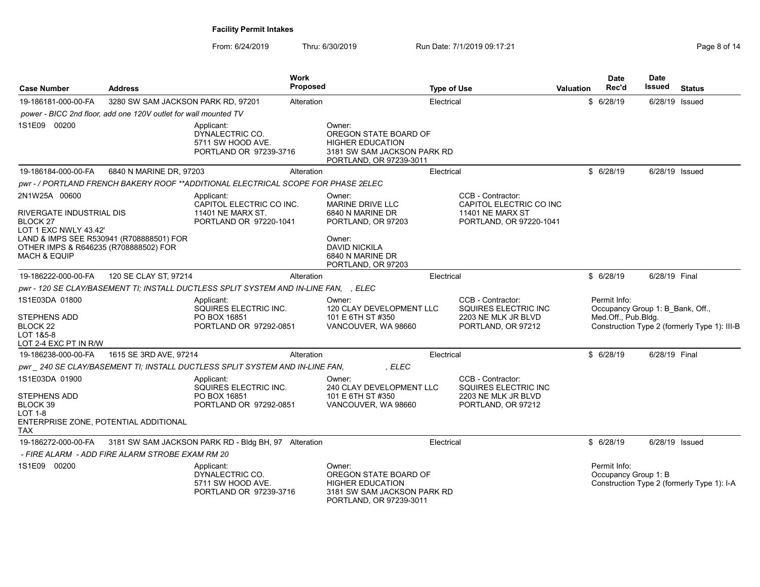**Facility Permit Intakes**

From: 6/24/2019 Thru: 6/30/2019 Run Date: 7/1/2019 09:17:21

| Case Number | Address | Work Proposed | Type of Use | Valuation | Date Rec'd | Date Issued | Status |
|---|---|---|---|---|---|---|---|
| 19-186181-000-00-FA | 3280 SW SAM JACKSON PARK RD, 97201 | Alteration | Electrical | $ | 6/28/19 | 6/28/19 | Issued |

*power - BICC 2nd floor, add one 120V outlet for wall mounted TV*

1S1E09 00200

Applicant:
DYNALECTRIC CO.
5711 SW HOOD AVE.
PORTLAND OR 97239-3716

Owner:
OREGON STATE BOARD OF HIGHER EDUCATION
3181 SW SAM JACKSON PARK RD
PORTLAND, OR 97239-3011

| Case Number | Address | Work Proposed | Type of Use | Valuation | Date Rec'd | Date Issued | Status |
|---|---|---|---|---|---|---|---|
| 19-186184-000-00-FA | 6840 N MARINE DR, 97203 | Alteration | Electrical | $ | 6/28/19 | 6/28/19 | Issued |

*pwr - / PORTLAND FRENCH BAKERY ROOF **ADDITIONAL ELECTRICAL SCOPE FOR PHASE 2ELEC*

2N1W25A 00600

RIVERGATE INDUSTRIAL DIS
BLOCK 27
LOT 1 EXC NWLY 43.42'
LAND & IMPS SEE R530941 (R708888501) FOR OTHER IMPS & R646235 (R708888502) FOR MACH & EQUIP

Applicant:
CAPITOL ELECTRIC CO INC.
11401 NE MARX ST.
PORTLAND OR 97220-1041

Owner:
MARINE DRIVE LLC
6840 N MARINE DR
PORTLAND, OR 97203

Owner:
DAVID NICKILA
6840 N MARINE DR
PORTLAND, OR 97203

CCB - Contractor:
CAPITOL ELECTRIC CO INC
11401 NE MARX ST
PORTLAND, OR 97220-1041

| Case Number | Address | Work Proposed | Type of Use | Valuation | Date Rec'd | Date Issued | Status |
|---|---|---|---|---|---|---|---|
| 19-186222-000-00-FA | 120 SE CLAY ST, 97214 | Alteration | Electrical | $ | 6/28/19 | 6/28/19 | Final |

*pwr - 120 SE CLAY/BASEMENT TI; INSTALL DUCTLESS SPLIT SYSTEM AND IN-LINE FAN, , ELEC*

1S1E03DA 01800

STEPHENS ADD
BLOCK 22
LOT 1&5-8
LOT 2-4 EXC PT IN R/W

Applicant:
SQUIRES ELECTRIC INC.
PO BOX 16851
PORTLAND OR 97292-0851

Owner:
120 CLAY DEVELOPMENT LLC
101 E 6TH ST #350
VANCOUVER, WA 98660

CCB - Contractor:
SQUIRES ELECTRIC INC
2203 NE MLK JR BLVD
PORTLAND, OR 97212

Permit Info:
Occupancy Group 1: B_Bank, Off., Med.Off., Pub.Bldg.
Construction Type 2 (formerly Type 1): III-B

| Case Number | Address | Work Proposed | Type of Use | Valuation | Date Rec'd | Date Issued | Status |
|---|---|---|---|---|---|---|---|
| 19-186238-000-00-FA | 1615 SE 3RD AVE, 97214 | Alteration | Electrical | $ | 6/28/19 | 6/28/19 | Final |

*pwr _ 240 SE CLAY/BASEMENT TI; INSTALL DUCTLESS SPLIT SYSTEM AND IN-LINE FAN, , ELEC*

1S1E03DA 01900

STEPHENS ADD
BLOCK 39
LOT 1-8
ENTERPRISE ZONE, POTENTIAL ADDITIONAL TAX

Applicant:
SQUIRES ELECTRIC INC.
PO BOX 16851
PORTLAND OR 97292-0851

Owner:
240 CLAY DEVELOPMENT LLC
101 E 6TH ST #350
VANCOUVER, WA 98660

CCB - Contractor:
SQUIRES ELECTRIC INC
2203 NE MLK JR BLVD
PORTLAND, OR 97212

| Case Number | Address | Work Proposed | Type of Use | Valuation | Date Rec'd | Date Issued | Status |
|---|---|---|---|---|---|---|---|
| 19-186272-000-00-FA | 3181 SW SAM JACKSON PARK RD - Bldg BH, 97 | Alteration | Electrical | $ | 6/28/19 | 6/28/19 | Issued |

*- FIRE ALARM - ADD FIRE ALARM STROBE EXAM RM 20*

1S1E09 00200

Applicant:
DYNALECTRIC CO.
5711 SW HOOD AVE.
PORTLAND OR 97239-3716

Owner:
OREGON STATE BOARD OF HIGHER EDUCATION
3181 SW SAM JACKSON PARK RD
PORTLAND, OR 97239-3011

Permit Info:
Occupancy Group 1: B
Construction Type 2 (formerly Type 1): I-A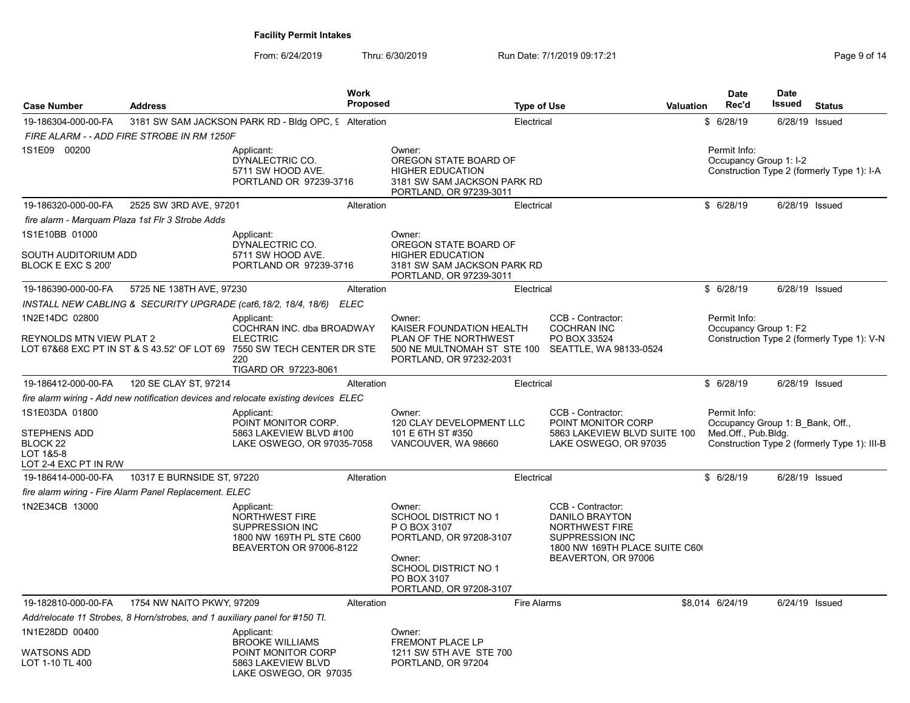**Facility Permit Intakes**

From: 6/24/2019 Thru: 6/30/2019 Run Date: 7/1/2019 09:17:21

| Case Number | Address | Work Proposed | Type of Use | Valuation | Date Rec'd | Date Issued | Status |
|---|---|---|---|---|---|---|---|
| 19-186304-000-00-FA | 3181 SW SAM JACKSON PARK RD - Bldg OPC, 9 | Alteration | Electrical | $ | 6/28/19 | 6/28/19 | Issued |

*FIRE ALARM - - ADD FIRE STROBE IN RM 1250F*

1S1E09 00200

Applicant:
DYNALECTRIC CO.
5711 SW HOOD AVE.
PORTLAND OR 97239-3716

Owner:
OREGON STATE BOARD OF HIGHER EDUCATION
3181 SW SAM JACKSON PARK RD
PORTLAND, OR 97239-3011

Permit Info:
Occupancy Group 1: I-2
Construction Type 2 (formerly Type 1): I-A

---

| Case Number | Address | Work Proposed | Type of Use | Valuation | Date Rec'd | Date Issued | Status |
|---|---|---|---|---|---|---|---|
| 19-186320-000-00-FA | 2525 SW 3RD AVE, 97201 | Alteration | Electrical | $ | 6/28/19 | 6/28/19 | Issued |

*fire alarm - Marquam Plaza 1st Flr 3 Strobe Adds*

1S1E10BB 01000

SOUTH AUDITORIUM ADD
BLOCK E EXC S 200'

Applicant:
DYNALECTRIC CO.
5711 SW HOOD AVE.
PORTLAND OR 97239-3716

Owner:
OREGON STATE BOARD OF HIGHER EDUCATION
3181 SW SAM JACKSON PARK RD
PORTLAND, OR 97239-3011

---

| Case Number | Address | Work Proposed | Type of Use | Valuation | Date Rec'd | Date Issued | Status |
|---|---|---|---|---|---|---|---|
| 19-186390-000-00-FA | 5725 NE 138TH AVE, 97230 | Alteration | Electrical | $ | 6/28/19 | 6/28/19 | Issued |

*INSTALL NEW CABLING & SECURITY UPGRADE (cat6,18/2, 18/4, 18/6) ELEC*

1N2E14DC 02800

REYNOLDS MTN VIEW PLAT 2
LOT 67&68 EXC PT IN ST & S 43.52' OF LOT 69

Applicant:
COCHRAN INC. dba BROADWAY ELECTRIC
7550 SW TECH CENTER DR STE 220
TIGARD OR 97223-8061

Owner:
KAISER FOUNDATION HEALTH PLAN OF THE NORTHWEST
500 NE MULTNOMAH ST STE 100
PORTLAND, OR 97232-2031

CCB - Contractor:
COCHRAN INC
PO BOX 33524
SEATTLE, WA 98133-0524

Permit Info:
Occupancy Group 1: F2
Construction Type 2 (formerly Type 1): V-N

---

| Case Number | Address | Work Proposed | Type of Use | Valuation | Date Rec'd | Date Issued | Status |
|---|---|---|---|---|---|---|---|
| 19-186412-000-00-FA | 120 SE CLAY ST, 97214 | Alteration | Electrical | $ | 6/28/19 | 6/28/19 | Issued |

*fire alarm wiring - Add new notification devices and relocate existing devices ELEC*

1S1E03DA 01800

STEPHENS ADD
BLOCK 22
LOT 1&5-8
LOT 2-4 EXC PT IN R/W

Applicant:
POINT MONITOR CORP.
5863 LAKEVIEW BLVD #100
LAKE OSWEGO, OR 97035-7058

Owner:
120 CLAY DEVELOPMENT LLC
101 E 6TH ST #350
VANCOUVER, WA 98660

CCB - Contractor:
POINT MONITOR CORP
5863 LAKEVIEW BLVD SUITE 100
LAKE OSWEGO, OR 97035

Permit Info:
Occupancy Group 1: B_Bank, Off., Med.Off., Pub.Bldg.
Construction Type 2 (formerly Type 1): III-B

---

| Case Number | Address | Work Proposed | Type of Use | Valuation | Date Rec'd | Date Issued | Status |
|---|---|---|---|---|---|---|---|
| 19-186414-000-00-FA | 10317 E BURNSIDE ST, 97220 | Alteration | Electrical | $ | 6/28/19 | 6/28/19 | Issued |

*fire alarm wiring - Fire Alarm Panel Replacement. ELEC*

1N2E34CB 13000

Applicant:
NORTHWEST FIRE SUPPRESSION INC
1800 NW 169TH PL STE C600
BEAVERTON OR 97006-8122

Owner:
SCHOOL DISTRICT NO 1
P O BOX 3107
PORTLAND, OR 97208-3107

Owner:
SCHOOL DISTRICT NO 1
PO BOX 3107
PORTLAND, OR 97208-3107

CCB - Contractor:
DANILO BRAYTON
NORTHWEST FIRE SUPPRESSION INC
1800 NW 169TH PLACE SUITE C60(
BEAVERTON, OR 97006

---

| Case Number | Address | Work Proposed | Type of Use | Valuation | Date Rec'd | Date Issued | Status |
|---|---|---|---|---|---|---|---|
| 19-182810-000-00-FA | 1754 NW NAITO PKWY, 97209 | Alteration | Fire Alarms | $8,014 | 6/24/19 | 6/24/19 | Issued |

*Add/relocate 11 Strobes, 8 Horn/strobes, and 1 auxiliary panel for #150 TI.*

1N1E28DD 00400

WATSONS ADD
LOT 1-10 TL 400

Applicant:
BROOKE WILLIAMS
POINT MONITOR CORP
5863 LAKEVIEW BLVD
LAKE OSWEGO, OR 97035

Owner:
FREMONT PLACE LP
1211 SW 5TH AVE STE 700
PORTLAND, OR 97204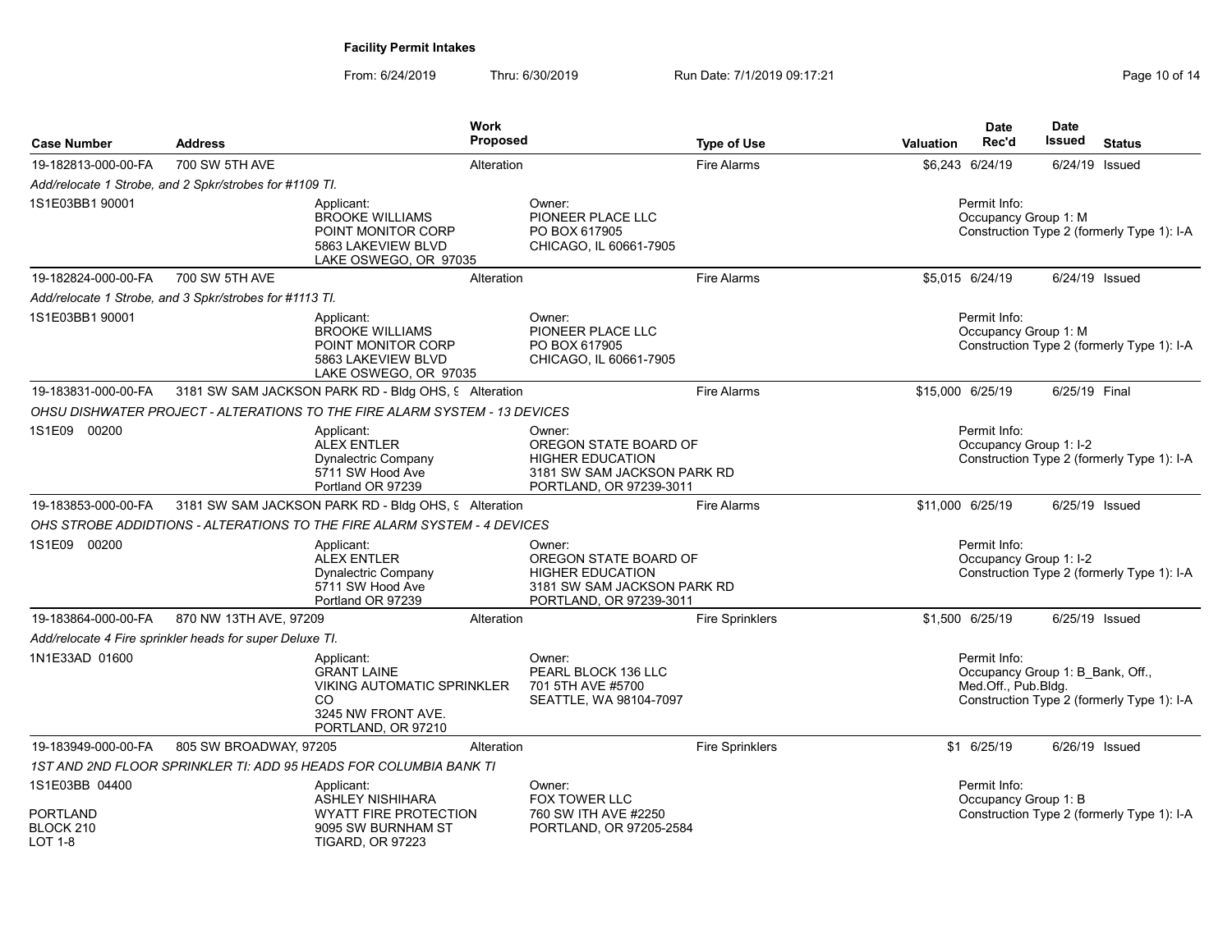# Facility Permit Intakes

From: 6/24/2019 Thru: 6/30/2019 Run Date: 7/1/2019 09:17:21

| Case Number | Address | Work Proposed | Type of Use | Valuation | Date Rec'd | Date Issued | Status |
|---|---|---|---|---|---|---|---|
| 19-182813-000-00-FA | 700 SW 5TH AVE | Alteration | Fire Alarms | $6,243 | 6/24/19 | 6/24/19 | Issued |

*Add/relocate 1 Strobe, and 2 Spkr/strobes for #1109 TI.*

1S1E03BB1 90001

Applicant:
BROOKE WILLIAMS
POINT MONITOR CORP
5863 LAKEVIEW BLVD
LAKE OSWEGO, OR 97035

Owner:
PIONEER PLACE LLC
PO BOX 617905
CHICAGO, IL 60661-7905

Permit Info:
Occupancy Group 1: M
Construction Type 2 (formerly Type 1): I-A

---

| Case Number | Address | Work Proposed | Type of Use | Valuation | Date Rec'd | Date Issued | Status |
|---|---|---|---|---|---|---|---|
| 19-182824-000-00-FA | 700 SW 5TH AVE | Alteration | Fire Alarms | $5,015 | 6/24/19 | 6/24/19 | Issued |

*Add/relocate 1 Strobe, and 3 Spkr/strobes for #1113 TI.*

1S1E03BB1 90001

Applicant:
BROOKE WILLIAMS
POINT MONITOR CORP
5863 LAKEVIEW BLVD
LAKE OSWEGO, OR 97035

Owner:
PIONEER PLACE LLC
PO BOX 617905
CHICAGO, IL 60661-7905

Permit Info:
Occupancy Group 1: M
Construction Type 2 (formerly Type 1): I-A

---

| Case Number | Address | Work Proposed | Type of Use | Valuation | Date Rec'd | Date Issued | Status |
|---|---|---|---|---|---|---|---|
| 19-183831-000-00-FA | 3181 SW SAM JACKSON PARK RD - Bldg OHS, 9 | Alteration | Fire Alarms | $15,000 | 6/25/19 | 6/25/19 | Final |

*OHSU DISHWATER PROJECT - ALTERATIONS TO THE FIRE ALARM SYSTEM - 13 DEVICES*

1S1E09 00200

Applicant:
ALEX ENTLER
Dynalectric Company
5711 SW Hood Ave
Portland OR 97239

Owner:
OREGON STATE BOARD OF
HIGHER EDUCATION
3181 SW SAM JACKSON PARK RD
PORTLAND, OR 97239-3011

Permit Info:
Occupancy Group 1: I-2
Construction Type 2 (formerly Type 1): I-A

---

| Case Number | Address | Work Proposed | Type of Use | Valuation | Date Rec'd | Date Issued | Status |
|---|---|---|---|---|---|---|---|
| 19-183853-000-00-FA | 3181 SW SAM JACKSON PARK RD - Bldg OHS, 9 | Alteration | Fire Alarms | $11,000 | 6/25/19 | 6/25/19 | Issued |

*OHS STROBE ADDIDTIONS - ALTERATIONS TO THE FIRE ALARM SYSTEM - 4 DEVICES*

1S1E09 00200

Applicant:
ALEX ENTLER
Dynalectric Company
5711 SW Hood Ave
Portland OR 97239

Owner:
OREGON STATE BOARD OF
HIGHER EDUCATION
3181 SW SAM JACKSON PARK RD
PORTLAND, OR 97239-3011

Permit Info:
Occupancy Group 1: I-2
Construction Type 2 (formerly Type 1): I-A

---

| Case Number | Address | Work Proposed | Type of Use | Valuation | Date Rec'd | Date Issued | Status |
|---|---|---|---|---|---|---|---|
| 19-183864-000-00-FA | 870 NW 13TH AVE, 97209 | Alteration | Fire Sprinklers | $1,500 | 6/25/19 | 6/25/19 | Issued |

*Add/relocate 4 Fire sprinkler heads for super Deluxe TI.*

1N1E33AD 01600

Applicant:
GRANT LAINE
VIKING AUTOMATIC SPRINKLER CO
3245 NW FRONT AVE.
PORTLAND, OR 97210

Owner:
PEARL BLOCK 136 LLC
701 5TH AVE #5700
SEATTLE, WA 98104-7097

Permit Info:
Occupancy Group 1: B_Bank, Off., Med.Off., Pub.Bldg.
Construction Type 2 (formerly Type 1): I-A

---

| Case Number | Address | Work Proposed | Type of Use | Valuation | Date Rec'd | Date Issued | Status |
|---|---|---|---|---|---|---|---|
| 19-183949-000-00-FA | 805 SW BROADWAY, 97205 | Alteration | Fire Sprinklers | $1 | 6/25/19 | 6/26/19 | Issued |

*1ST AND 2ND FLOOR SPRINKLER TI: ADD 95 HEADS FOR COLUMBIA BANK TI*

1S1E03BB 04400

PORTLAND
BLOCK 210
LOT 1-8

Applicant:
ASHLEY NISHIHARA
WYATT FIRE PROTECTION
9095 SW BURNHAM ST
TIGARD, OR 97223

Owner:
FOX TOWER LLC
760 SW ITH AVE #2250
PORTLAND, OR 97205-2584

Permit Info:
Occupancy Group 1: B
Construction Type 2 (formerly Type 1): I-A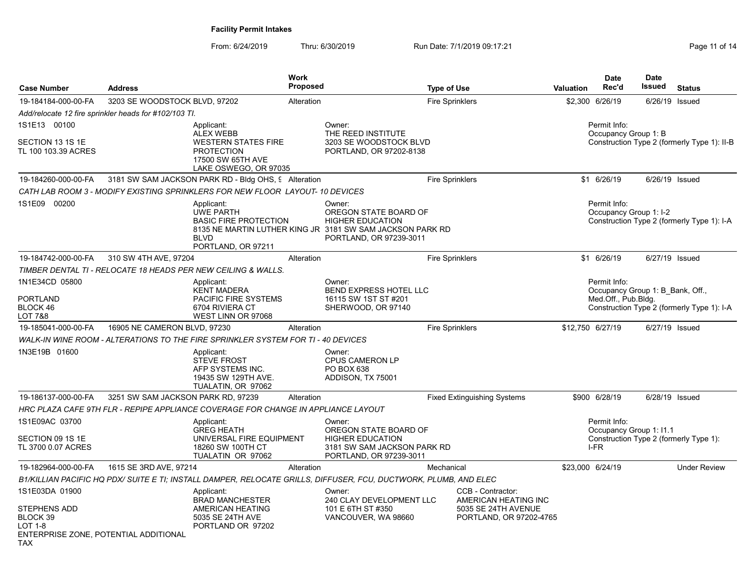**Facility Permit Intakes**

From: 6/24/2019 Thru: 6/30/2019 Run Date: 7/1/2019 09:17:21

| Case Number | Address | Work Proposed | Type of Use | Valuation | Date Rec'd | Date Issued | Status |
|---|---|---|---|---|---|---|---|
| 19-184184-000-00-FA | 3203 SE WOODSTOCK BLVD, 97202 | Alteration | Fire Sprinklers | $2,300 | 6/26/19 | 6/26/19 | Issued |

*Add/relocate 12 fire sprinkler heads for #102/103 TI.*

1S1E13 00100
SECTION 13 1S 1E
TL 100 103.39 ACRES

Applicant:
ALEX WEBB
WESTERN STATES FIRE PROTECTION
17500 SW 65TH AVE
LAKE OSWEGO, OR 97035

Owner:
THE REED INSTITUTE
3203 SE WOODSTOCK BLVD
PORTLAND, OR 97202-8138

Permit Info:
Occupancy Group 1: B
Construction Type 2 (formerly Type 1): II-B

| Case Number | Address | Work Proposed | Type of Use | Valuation | Date Rec'd | Date Issued | Status |
|---|---|---|---|---|---|---|---|
| 19-184260-000-00-FA | 3181 SW SAM JACKSON PARK RD - Bldg OHS, 9 | Alteration | Fire Sprinklers | $1 | 6/26/19 | 6/26/19 | Issued |

*CATH LAB ROOM 3 - MODIFY EXISTING SPRINKLERS FOR NEW FLOOR LAYOUT- 10 DEVICES*

1S1E09 00200

Applicant:
UWE PARTH
BASIC FIRE PROTECTION
8135 NE MARTIN LUTHER KING JR BLVD
PORTLAND, OR 97211

Owner:
OREGON STATE BOARD OF HIGHER EDUCATION
3181 SW SAM JACKSON PARK RD
PORTLAND, OR 97239-3011

Permit Info:
Occupancy Group 1: I-2
Construction Type 2 (formerly Type 1): I-A

| Case Number | Address | Work Proposed | Type of Use | Valuation | Date Rec'd | Date Issued | Status |
|---|---|---|---|---|---|---|---|
| 19-184742-000-00-FA | 310 SW 4TH AVE, 97204 | Alteration | Fire Sprinklers | $1 | 6/26/19 | 6/27/19 | Issued |

*TIMBER DENTAL TI - RELOCATE 18 HEADS PER NEW CEILING & WALLS.*

1N1E34CD 05800
PORTLAND
BLOCK 46
LOT 7&8

Applicant:
KENT MADERA
PACIFIC FIRE SYSTEMS
6704 RIVIERA CT
WEST LINN OR 97068

Owner:
BEND EXPRESS HOTEL LLC
16115 SW 1ST ST #201
SHERWOOD, OR 97140

Permit Info:
Occupancy Group 1: B_Bank, Off., Med.Off., Pub.Bldg.
Construction Type 2 (formerly Type 1): I-A

| Case Number | Address | Work Proposed | Type of Use | Valuation | Date Rec'd | Date Issued | Status |
|---|---|---|---|---|---|---|---|
| 19-185041-000-00-FA | 16905 NE CAMERON BLVD, 97230 | Alteration | Fire Sprinklers | $12,750 | 6/27/19 | 6/27/19 | Issued |

*WALK-IN WINE ROOM - ALTERATIONS TO THE FIRE SPRINKLER SYSTEM FOR TI - 40 DEVICES*

1N3E19B 01600

Applicant:
STEVE FROST
AFP SYSTEMS INC.
19435 SW 129TH AVE.
TUALATIN, OR 97062

Owner:
CPUS CAMERON LP
PO BOX 638
ADDISON, TX 75001

| Case Number | Address | Work Proposed | Type of Use | Valuation | Date Rec'd | Date Issued | Status |
|---|---|---|---|---|---|---|---|
| 19-186137-000-00-FA | 3251 SW SAM JACKSON PARK RD, 97239 | Alteration | Fixed Extinguishing Systems | $900 | 6/28/19 | 6/28/19 | Issued |

*HRC PLAZA CAFE 9TH FLR - REPIPE APPLIANCE COVERAGE FOR CHANGE IN APPLIANCE LAYOUT*

1S1E09AC 03700
SECTION 09 1S 1E
TL 3700 0.07 ACRES

Applicant:
GREG HEATH
UNIVERSAL FIRE EQUIPMENT
18260 SW 100TH CT
TUALATIN OR 97062

Owner:
OREGON STATE BOARD OF HIGHER EDUCATION
3181 SW SAM JACKSON PARK RD
PORTLAND, OR 97239-3011

Permit Info:
Occupancy Group 1: I1.1
Construction Type 2 (formerly Type 1): I-FR

| Case Number | Address | Work Proposed | Type of Use | Valuation | Date Rec'd | Date Issued | Status |
|---|---|---|---|---|---|---|---|
| 19-182964-000-00-FA | 1615 SE 3RD AVE, 97214 | Alteration | Mechanical | $23,000 | 6/24/19 | | Under Review |

*B1/KILLIAN PACIFIC HQ PDX/ SUITE E TI; INSTALL DAMPER, RELOCATE GRILLS, DIFFUSER, FCU, DUCTWORK, PLUMB, AND ELEC*

1S1E03DA 01900
STEPHENS ADD
BLOCK 39
LOT 1-8
ENTERPRISE ZONE, POTENTIAL ADDITIONAL TAX

Applicant:
BRAD MANCHESTER
AMERICAN HEATING
5035 SE 24TH AVE
PORTLAND OR 97202

Owner:
240 CLAY DEVELOPMENT LLC
101 E 6TH ST #350
VANCOUVER, WA 98660

CCB - Contractor:
AMERICAN HEATING INC
5035 SE 24TH AVENUE
PORTLAND, OR 97202-4765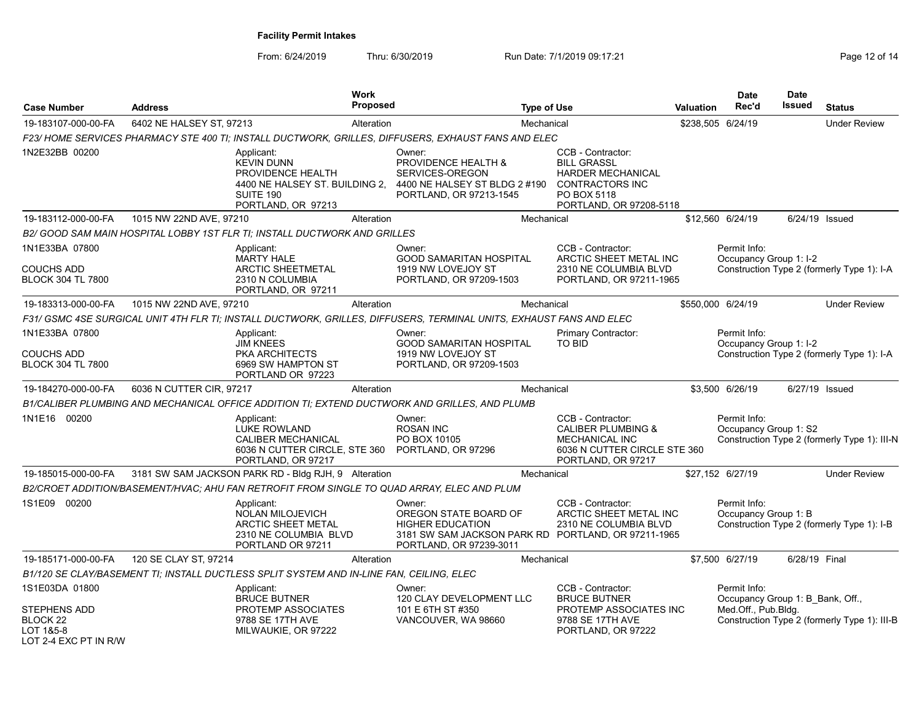**Facility Permit Intakes**

From: 6/24/2019 Thru: 6/30/2019 Run Date: 7/1/2019 09:17:21

| Case Number | Address | Work Proposed | Type of Use | Valuation | Date Rec'd | Date Issued | Status |
|---|---|---|---|---|---|---|---|
| 19-183107-000-00-FA | 6402 NE HALSEY ST, 97213 | Alteration | Mechanical | $238,505 | 6/24/19 | | Under Review |

*F23/ HOME SERVICES PHARMACY STE 400 TI; INSTALL DUCTWORK, GRILLES, DIFFUSERS, EXHAUST FANS AND ELEC*

1N2E32BB 00200

Applicant: KEVIN DUNN, PROVIDENCE HEALTH, 4400 NE HALSEY ST. BUILDING 2, SUITE 190, PORTLAND, OR 97213

Owner: PROVIDENCE HEALTH & SERVICES-OREGON, 4400 NE HALSEY ST BLDG 2 #190, PORTLAND, OR 97213-1545

CCB - Contractor: BILL GRASSL, HARDER MECHANICAL CONTRACTORS INC, PO BOX 5118, PORTLAND, OR 97208-5118

| Case Number | Address | Work Proposed | Type of Use | Valuation | Date Rec'd | Date Issued | Status |
|---|---|---|---|---|---|---|---|
| 19-183112-000-00-FA | 1015 NW 22ND AVE, 97210 | Alteration | Mechanical | $12,560 | 6/24/19 | 6/24/19 | Issued |

*B2/ GOOD SAM MAIN HOSPITAL LOBBY 1ST FLR TI; INSTALL DUCTWORK AND GRILLES*

1N1E33BA 07800
COUCHS ADD
BLOCK 304 TL 7800

Applicant: MARTY HALE, ARCTIC SHEETMETAL, 2310 N COLUMBIA, PORTLAND, OR 97211

Owner: GOOD SAMARITAN HOSPITAL, 1919 NW LOVEJOY ST, PORTLAND, OR 97209-1503

CCB - Contractor: ARCTIC SHEET METAL INC, 2310 NE COLUMBIA BLVD, PORTLAND, OR 97211-1965

Permit Info: Occupancy Group 1: I-2; Construction Type 2 (formerly Type 1): I-A

| Case Number | Address | Work Proposed | Type of Use | Valuation | Date Rec'd | Date Issued | Status |
|---|---|---|---|---|---|---|---|
| 19-183313-000-00-FA | 1015 NW 22ND AVE, 97210 | Alteration | Mechanical | $550,000 | 6/24/19 | | Under Review |

*F31/ GSMC 4SE SURGICAL UNIT 4TH FLR TI; INSTALL DUCTWORK, GRILLES, DIFFUSERS, TERMINAL UNITS, EXHAUST FANS AND ELEC*

1N1E33BA 07800
COUCHS ADD
BLOCK 304 TL 7800

Applicant: JIM KNEES, PKA ARCHITECTS, 6969 SW HAMPTON ST, PORTLAND OR 97223

Owner: GOOD SAMARITAN HOSPITAL, 1919 NW LOVEJOY ST, PORTLAND, OR 97209-1503

Primary Contractor: TO BID

Permit Info: Occupancy Group 1: I-2; Construction Type 2 (formerly Type 1): I-A

| Case Number | Address | Work Proposed | Type of Use | Valuation | Date Rec'd | Date Issued | Status |
|---|---|---|---|---|---|---|---|
| 19-184270-000-00-FA | 6036 N CUTTER CIR, 97217 | Alteration | Mechanical | $3,500 | 6/26/19 | 6/27/19 | Issued |

*B1/CALIBER PLUMBING AND MECHANICAL OFFICE ADDITION TI; EXTEND DUCTWORK AND GRILLES, AND PLUMB*

1N1E16 00200

Applicant: LUKE ROWLAND, CALIBER MECHANICAL, 6036 N CUTTER CIRCLE, STE 360, PORTLAND, OR 97217

Owner: ROSAN INC, PO BOX 10105, PORTLAND, OR 97296

CCB - Contractor: CALIBER PLUMBING & MECHANICAL INC, 6036 N CUTTER CIRCLE STE 360, PORTLAND, OR 97217

Permit Info: Occupancy Group 1: S2; Construction Type 2 (formerly Type 1): III-N

| Case Number | Address | Work Proposed | Type of Use | Valuation | Date Rec'd | Date Issued | Status |
|---|---|---|---|---|---|---|---|
| 19-185015-000-00-FA | 3181 SW SAM JACKSON PARK RD - Bldg RJH, 9 | Alteration | Mechanical | $27,152 | 6/27/19 | | Under Review |

*B2/CROET ADDITION/BASEMENT/HVAC; AHU FAN RETROFIT FROM SINGLE TO QUAD ARRAY, ELEC AND PLUM*

1S1E09 00200

Applicant: NOLAN MILOJEVICH, ARCTIC SHEET METAL, 2310 NE COLUMBIA BLVD, PORTLAND OR 97211

Owner: OREGON STATE BOARD OF HIGHER EDUCATION, 3181 SW SAM JACKSON PARK RD, PORTLAND, OR 97239-3011

CCB - Contractor: ARCTIC SHEET METAL INC, 2310 NE COLUMBIA BLVD, PORTLAND, OR 97211-1965

Permit Info: Occupancy Group 1: B; Construction Type 2 (formerly Type 1): I-B

| Case Number | Address | Work Proposed | Type of Use | Valuation | Date Rec'd | Date Issued | Status |
|---|---|---|---|---|---|---|---|
| 19-185171-000-00-FA | 120 SE CLAY ST, 97214 | Alteration | Mechanical | $7,500 | 6/27/19 | 6/28/19 | Final |

*B1/120 SE CLAY/BASEMENT TI; INSTALL DUCTLESS SPLIT SYSTEM AND IN-LINE FAN, CEILING, ELEC*

1S1E03DA 01800
STEPHENS ADD
BLOCK 22
LOT 1&5-8
LOT 2-4 EXC PT IN R/W

Applicant: BRUCE BUTNER, PROTEMP ASSOCIATES, 9788 SE 17TH AVE, MILWAUKIE, OR 97222

Owner: 120 CLAY DEVELOPMENT LLC, 101 E 6TH ST #350, VANCOUVER, WA 98660

CCB - Contractor: BRUCE BUTNER, PROTEMP ASSOCIATES INC, 9788 SE 17TH AVE, PORTLAND, OR 97222

Permit Info: Occupancy Group 1: B_Bank, Off., Med.Off., Pub.Bldg.; Construction Type 2 (formerly Type 1): III-B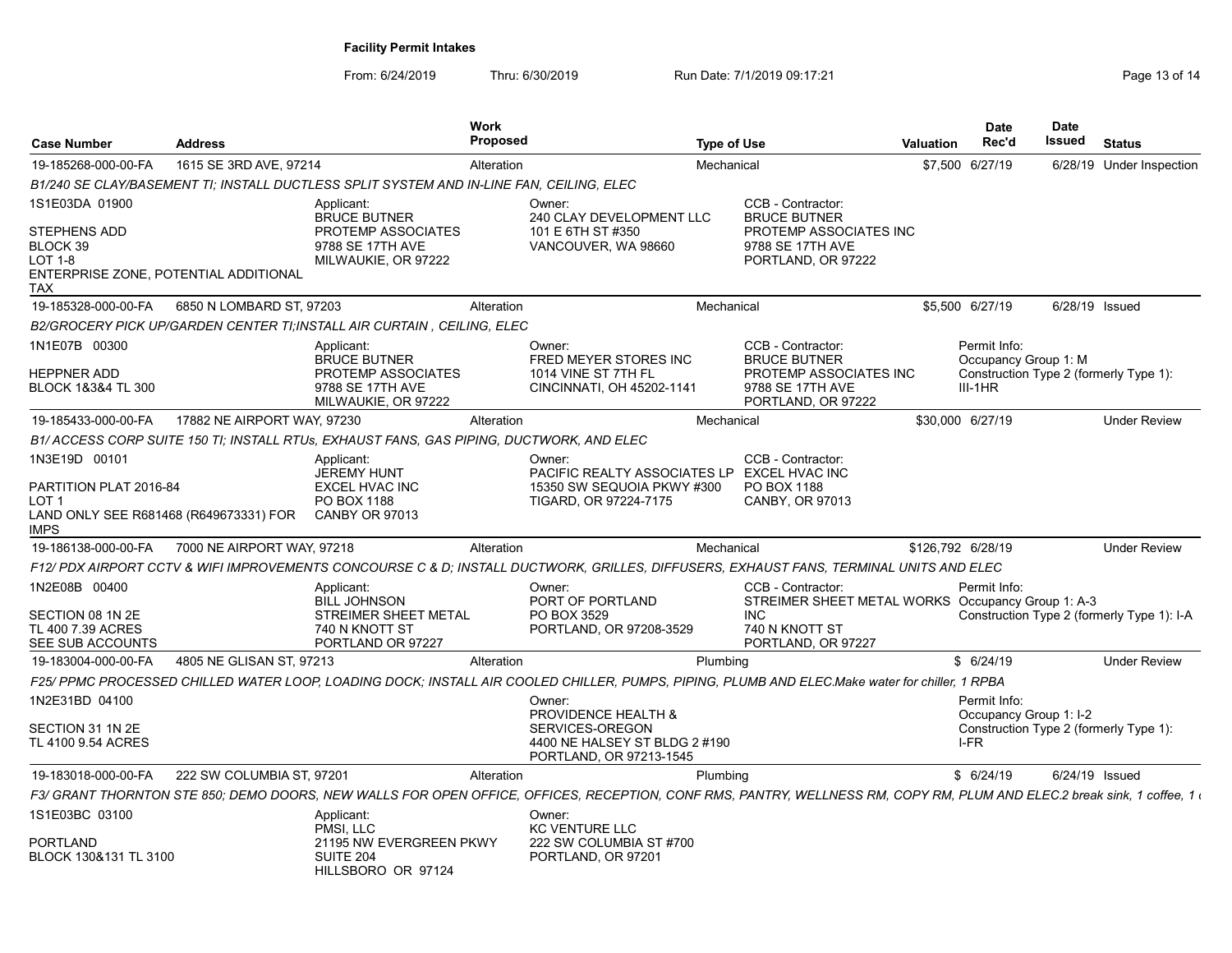## Facility Permit Intakes

From: 6/24/2019 Thru: 6/30/2019 Run Date: 7/1/2019 09:17:21

| Case Number | Address | Work Proposed | Type of Use | Valuation | Date Rec'd | Date Issued | Status |
|---|---|---|---|---|---|---|---|
| 19-185268-000-00-FA | 1615 SE 3RD AVE, 97214 | Alteration | Mechanical | $7,500 | 6/27/19 | 6/28/19 | Under Inspection |
| 19-185328-000-00-FA | 6850 N LOMBARD ST, 97203 | Alteration | Mechanical | $5,500 | 6/27/19 | 6/28/19 | Issued |
| 19-185433-000-00-FA | 17882 NE AIRPORT WAY, 97230 | Alteration | Mechanical | $30,000 | 6/27/19 | | Under Review |
| 19-186138-000-00-FA | 7000 NE AIRPORT WAY, 97218 | Alteration | Mechanical | $126,792 | 6/28/19 | | Under Review |
| 19-183004-000-00-FA | 4805 NE GLISAN ST, 97213 | Alteration | Plumbing | $ | 6/24/19 | | Under Review |
| 19-183018-000-00-FA | 222 SW COLUMBIA ST, 97201 | Alteration | Plumbing | $ | 6/24/19 | 6/24/19 | Issued |

**19-185268-000-00-FA**

*B1/240 SE CLAY/BASEMENT TI; INSTALL DUCTLESS SPLIT SYSTEM AND IN-LINE FAN, CEILING, ELEC*

1S1E03DA 01900
STEPHENS ADD
BLOCK 39
LOT 1-8
ENTERPRISE ZONE, POTENTIAL ADDITIONAL TAX

Applicant: BRUCE BUTNER, PROTEMP ASSOCIATES, 9788 SE 17TH AVE, MILWAUKIE, OR 97222

Owner: 240 CLAY DEVELOPMENT LLC, 101 E 6TH ST #350, VANCOUVER, WA 98660

CCB - Contractor: BRUCE BUTNER, PROTEMP ASSOCIATES INC, 9788 SE 17TH AVE, PORTLAND, OR 97222

**19-185328-000-00-FA**

*B2/GROCERY PICK UP/GARDEN CENTER TI;INSTALL AIR CURTAIN , CEILING, ELEC*

1N1E07B 00300
HEPPNER ADD
BLOCK 1&3&4 TL 300

Applicant: BRUCE BUTNER, PROTEMP ASSOCIATES, 9788 SE 17TH AVE, MILWAUKIE, OR 97222

Owner: FRED MEYER STORES INC, 1014 VINE ST 7TH FL, CINCINNATI, OH 45202-1141

CCB - Contractor: BRUCE BUTNER, PROTEMP ASSOCIATES INC, 9788 SE 17TH AVE, PORTLAND, OR 97222

Permit Info: Occupancy Group 1: M; Construction Type 2 (formerly Type 1): III-1HR

**19-185433-000-00-FA**

*B1/ ACCESS CORP SUITE 150 TI; INSTALL RTUs, EXHAUST FANS, GAS PIPING, DUCTWORK, AND ELEC*

1N3E19D 00101
PARTITION PLAT 2016-84
LOT 1
LAND ONLY SEE R681468 (R649673331) FOR IMPS

Applicant: JEREMY HUNT, EXCEL HVAC INC, PO BOX 1188, CANBY OR 97013

Owner: PACIFIC REALTY ASSOCIATES LP, 15350 SW SEQUOIA PKWY #300, TIGARD, OR 97224-7175

CCB - Contractor: EXCEL HVAC INC, PO BOX 1188, CANBY, OR 97013

**19-186138-000-00-FA**

*F12/ PDX AIRPORT CCTV & WIFI IMPROVEMENTS CONCOURSE C & D; INSTALL DUCTWORK, GRILLES, DIFFUSERS, EXHAUST FANS, TERMINAL UNITS AND ELEC*

1N2E08B 00400
SECTION 08 1N 2E
TL 400 7.39 ACRES
SEE SUB ACCOUNTS

Applicant: BILL JOHNSON, STREIMER SHEET METAL, 740 N KNOTT ST, PORTLAND OR 97227

Owner: PORT OF PORTLAND, PO BOX 3529, PORTLAND, OR 97208-3529

CCB - Contractor: STREIMER SHEET METAL WORKS INC, 740 N KNOTT ST, PORTLAND, OR 97227

Permit Info: Occupancy Group 1: A-3; Construction Type 2 (formerly Type 1): I-A

**19-183004-000-00-FA**

*F25/ PPMC PROCESSED CHILLED WATER LOOP, LOADING DOCK; INSTALL AIR COOLED CHILLER, PUMPS, PIPING, PLUMB AND ELEC.Make water for chiller, 1 RPBA*

1N2E31BD 04100
SECTION 31 1N 2E
TL 4100 9.54 ACRES

Owner: PROVIDENCE HEALTH & SERVICES-OREGON, 4400 NE HALSEY ST BLDG 2 #190, PORTLAND, OR 97213-1545

Permit Info: Occupancy Group 1: I-2; Construction Type 2 (formerly Type 1): I-FR

**19-183018-000-00-FA**

*F3/ GRANT THORNTON STE 850; DEMO DOORS, NEW WALLS FOR OPEN OFFICE, OFFICES, RECEPTION, CONF RMS, PANTRY, WELLNESS RM, COPY RM, PLUM AND ELEC.2 break sink, 1 coffee, 1 (*

1S1E03BC 03100
PORTLAND
BLOCK 130&131 TL 3100

Applicant: PMSI, LLC, 21195 NW EVERGREEN PKWY SUITE 204, HILLSBORO OR 97124

Owner: KC VENTURE LLC, 222 SW COLUMBIA ST #700, PORTLAND, OR 97201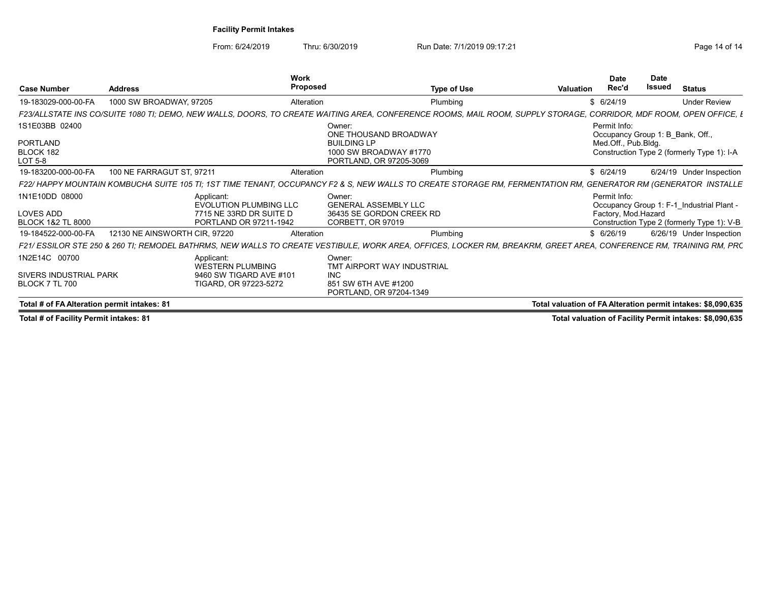# Facility Permit Intakes

From: 6/24/2019 Thru: 6/30/2019 Run Date: 7/1/2019 09:17:21

| Case Number | Address | Work Proposed | Type of Use | Valuation | Date Rec'd | Date Issued | Status |
|---|---|---|---|---|---|---|---|
| 19-183029-000-00-FA | 1000 SW BROADWAY, 97205 | Alteration | Plumbing | $ | 6/24/19 | | Under Review |

*F23/ALLSTATE INS CO/SUITE 1080 TI; DEMO, NEW WALLS, DOORS, TO CREATE WAITING AREA, CONFERENCE ROOMS, MAIL ROOM, SUPPLY STORAGE, CORRIDOR, MDF ROOM, OPEN OFFICE, E*

1S1E03BB 02400
PORTLAND
BLOCK 182
LOT 5-8

Owner:
ONE THOUSAND BROADWAY BUILDING LP
1000 SW BROADWAY #1770
PORTLAND, OR 97205-3069

Permit Info:
Occupancy Group 1: B_Bank, Off., Med.Off., Pub.Bldg.
Construction Type 2 (formerly Type 1): I-A

| Case Number | Address | Work Proposed | Type of Use | Valuation | Date Rec'd | Date Issued | Status |
|---|---|---|---|---|---|---|---|
| 19-183200-000-00-FA | 100 NE FARRAGUT ST, 97211 | Alteration | Plumbing | $ | 6/24/19 | 6/24/19 | Under Inspection |

*F22/ HAPPY MOUNTAIN KOMBUCHA SUITE 105 TI; 1ST TIME TENANT, OCCUPANCY F2 & S, NEW WALLS TO CREATE STORAGE RM, FERMENTATION RM, GENERATOR RM (GENERATOR INSTALLE*

1N1E10DD 08000
LOVES ADD
BLOCK 1&2 TL 8000

Applicant:
EVOLUTION PLUMBING LLC
7715 NE 33RD DR SUITE D
PORTLAND OR 97211-1942

Owner:
GENERAL ASSEMBLY LLC
36435 SE GORDON CREEK RD
CORBETT, OR 97019

Permit Info:
Occupancy Group 1: F-1_Industrial Plant - Factory, Mod.Hazard
Construction Type 2 (formerly Type 1): V-B

| Case Number | Address | Work Proposed | Type of Use | Valuation | Date Rec'd | Date Issued | Status |
|---|---|---|---|---|---|---|---|
| 19-184522-000-00-FA | 12130 NE AINSWORTH CIR, 97220 | Alteration | Plumbing | $ | 6/26/19 | 6/26/19 | Under Inspection |

*F21/ ESSILOR STE 250 & 260 TI; REMODEL BATHRMS, NEW WALLS TO CREATE VESTIBULE, WORK AREA, OFFICES, LOCKER RM, BREAKRM, GREET AREA, CONFERENCE RM, TRAINING RM, PRC*

1N2E14C 00700
SIVERS INDUSTRIAL PARK
BLOCK 7 TL 700

Applicant:
WESTERN PLUMBING
9460 SW TIGARD AVE #101
TIGARD, OR 97223-5272

Owner:
TMT AIRPORT WAY INDUSTRIAL INC
851 SW 6TH AVE #1200
PORTLAND, OR 97204-1349

**Total # of FA Alteration permit intakes: 81** — **Total valuation of FA Alteration permit intakes: $8,090,635**

**Total # of Facility Permit intakes: 81** — **Total valuation of Facility Permit intakes: $8,090,635**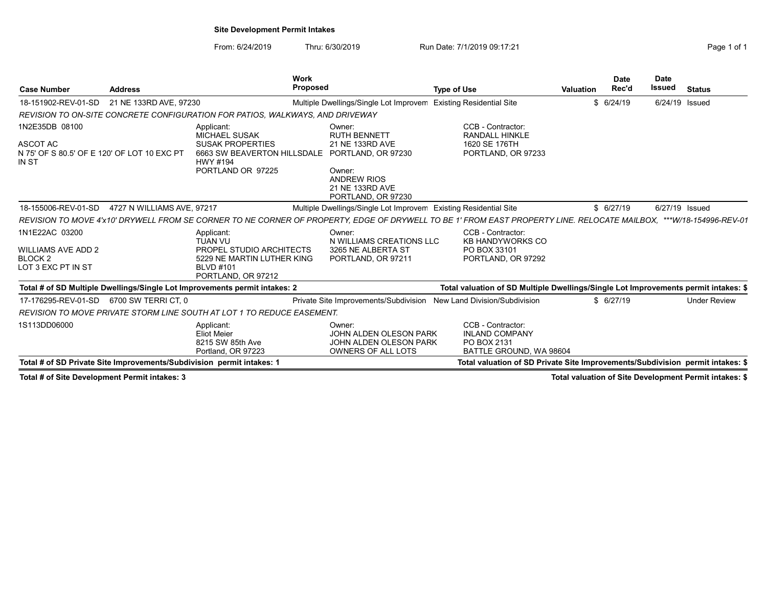# Site Development Permit Intakes

From: 6/24/2019 Thru: 6/30/2019 Run Date: 7/1/2019 09:17:21

| Case Number | Address | Work Proposed | Type of Use | Valuation | Date Rec'd | Date Issued | Status |
|---|---|---|---|---|---|---|---|
| 18-151902-REV-01-SD | 21 NE 133RD AVE, 97230 | Multiple Dwellings/Single Lot Improvem | Existing Residential Site | $ | 6/24/19 | 6/24/19 | Issued |

*REVISION TO ON-SITE CONCRETE CONFIGURATION FOR PATIOS, WALKWAYS, AND DRIVEWAY*

1N2E35DB 08100

ASCOT AC
N 75' OF S 80.5' OF E 120' OF LOT 10 EXC PT IN ST

Applicant:
MICHAEL SUSAK
SUSAK PROPERTIES
6663 SW BEAVERTON HILLSDALE HWY #194
PORTLAND OR 97225

Owner:
RUTH BENNETT
21 NE 133RD AVE
PORTLAND, OR 97230

Owner:
ANDREW RIOS
21 NE 133RD AVE
PORTLAND, OR 97230

CCB - Contractor:
RANDALL HINKLE
1620 SE 176TH
PORTLAND, OR 97233

| Case Number | Address | Work Proposed | Type of Use | Valuation | Date Rec'd | Date Issued | Status |
|---|---|---|---|---|---|---|---|
| 18-155006-REV-01-SD | 4727 N WILLIAMS AVE, 97217 | Multiple Dwellings/Single Lot Improvem | Existing Residential Site | $ | 6/27/19 | 6/27/19 | Issued |

*REVISION TO MOVE 4'x10' DRYWELL FROM SE CORNER TO NE CORNER OF PROPERTY, EDGE OF DRYWELL TO BE 1' FROM EAST PROPERTY LINE. RELOCATE MAILBOX, ***W/18-154996-REV-01*

1N1E22AC 03200

WILLIAMS AVE ADD 2
BLOCK 2
LOT 3 EXC PT IN ST

Applicant:
TUAN VU
PROPEL STUDIO ARCHITECTS
5229 NE MARTIN LUTHER KING BLVD #101
PORTLAND, OR 97212

Owner:
N WILLIAMS CREATIONS LLC
3265 NE ALBERTA ST
PORTLAND, OR 97211

CCB - Contractor:
KB HANDYWORKS CO
PO BOX 33101
PORTLAND, OR 97292

**Total # of SD Multiple Dwellings/Single Lot Improvements permit intakes: 2**

**Total valuation of SD Multiple Dwellings/Single Lot Improvements permit intakes: $**

| Case Number | Address | Work Proposed | Type of Use | Valuation | Date Rec'd | Date Issued | Status |
|---|---|---|---|---|---|---|---|
| 17-176295-REV-01-SD | 6700 SW TERRI CT, 0 | Private Site Improvements/Subdivision | New Land Division/Subdivision | $ | 6/27/19 | | Under Review |

*REVISION TO MOVE PRIVATE STORM LINE SOUTH AT LOT 1 TO REDUCE EASEMENT.*

1S113DD06000

Applicant:
Eliot Meier
8215 SW 85th Ave
Portland, OR 97223

Owner:
JOHN ALDEN OLESON PARK
JOHN ALDEN OLESON PARK
OWNERS OF ALL LOTS

CCB - Contractor:
INLAND COMPANY
PO BOX 2131
BATTLE GROUND, WA 98604

**Total # of SD Private Site Improvements/Subdivision permit intakes: 1**

**Total valuation of SD Private Site Improvements/Subdivision permit intakes: $**

**Total # of Site Development Permit intakes: 3**

**Total valuation of Site Development Permit intakes: $**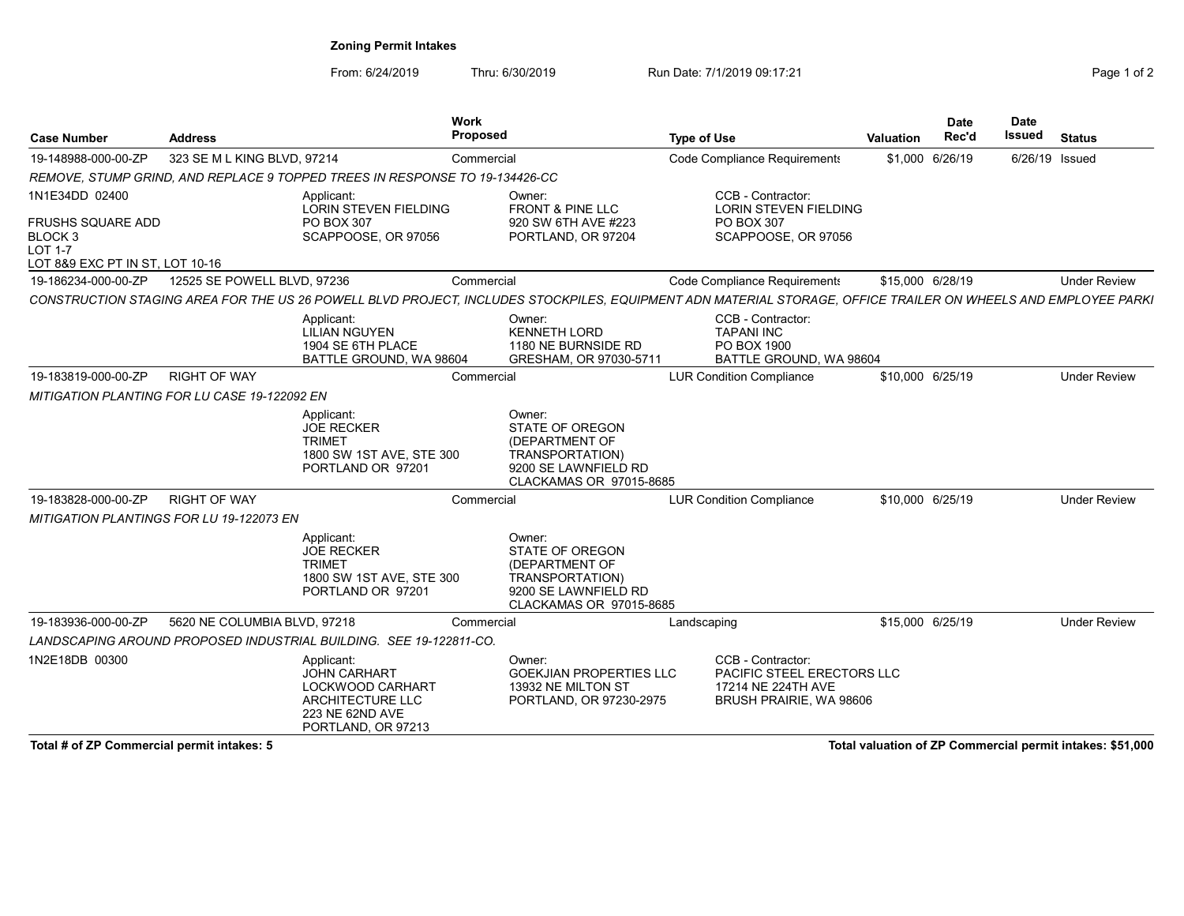## Zoning Permit Intakes

From: 6/24/2019 Thru: 6/30/2019 Run Date: 7/1/2019 09:17:21

| Case Number | Address | Work Proposed | Type of Use | Valuation | Date Rec'd | Date Issued | Status |
|---|---|---|---|---|---|---|---|
| 19-148988-000-00-ZP | 323 SE M L KING BLVD, 97214 | Commercial | Code Compliance Requirements | $1,000 | 6/26/19 | 6/26/19 | Issued |

*REMOVE, STUMP GRIND, AND REPLACE 9 TOPPED TREES IN RESPONSE TO 19-134426-CC*

1N1E34DD 02400

FRUSHS SQUARE ADD
BLOCK 3
LOT 1-7
LOT 8&9 EXC PT IN ST, LOT 10-16

Applicant: LORIN STEVEN FIELDING, PO BOX 307, SCAPPOOSE, OR 97056

Owner: FRONT & PINE LLC, 920 SW 6TH AVE #223, PORTLAND, OR 97204

CCB - Contractor: LORIN STEVEN FIELDING, PO BOX 307, SCAPPOOSE, OR 97056

| Case Number | Address | Work Proposed | Type of Use | Valuation | Date Rec'd | Date Issued | Status |
|---|---|---|---|---|---|---|---|
| 19-186234-000-00-ZP | 12525 SE POWELL BLVD, 97236 | Commercial | Code Compliance Requirements | $15,000 | 6/28/19 | | Under Review |

*CONSTRUCTION STAGING AREA FOR THE US 26 POWELL BLVD PROJECT, INCLUDES STOCKPILES, EQUIPMENT ADN MATERIAL STORAGE, OFFICE TRAILER ON WHEELS AND EMPLOYEE PARKI*

Applicant: LILIAN NGUYEN, 1904 SE 6TH PLACE, BATTLE GROUND, WA 98604

Owner: KENNETH LORD, 1180 NE BURNSIDE RD, GRESHAM, OR 97030-5711

CCB - Contractor: TAPANI INC, PO BOX 1900, BATTLE GROUND, WA 98604

| Case Number | Address | Work Proposed | Type of Use | Valuation | Date Rec'd | Date Issued | Status |
|---|---|---|---|---|---|---|---|
| 19-183819-000-00-ZP | RIGHT OF WAY | Commercial | LUR Condition Compliance | $10,000 | 6/25/19 | | Under Review |

*MITIGATION PLANTING FOR LU CASE 19-122092 EN*

Applicant: JOE RECKER, TRIMET, 1800 SW 1ST AVE, STE 300, PORTLAND OR 97201

Owner: STATE OF OREGON (DEPARTMENT OF TRANSPORTATION), 9200 SE LAWNFIELD RD, CLACKAMAS OR 97015-8685

| Case Number | Address | Work Proposed | Type of Use | Valuation | Date Rec'd | Date Issued | Status |
|---|---|---|---|---|---|---|---|
| 19-183828-000-00-ZP | RIGHT OF WAY | Commercial | LUR Condition Compliance | $10,000 | 6/25/19 | | Under Review |

*MITIGATION PLANTINGS FOR LU 19-122073 EN*

Applicant: JOE RECKER, TRIMET, 1800 SW 1ST AVE, STE 300, PORTLAND OR 97201

Owner: STATE OF OREGON (DEPARTMENT OF TRANSPORTATION), 9200 SE LAWNFIELD RD, CLACKAMAS OR 97015-8685

| Case Number | Address | Work Proposed | Type of Use | Valuation | Date Rec'd | Date Issued | Status |
|---|---|---|---|---|---|---|---|
| 19-183936-000-00-ZP | 5620 NE COLUMBIA BLVD, 97218 | Commercial | Landscaping | $15,000 | 6/25/19 | | Under Review |

*LANDSCAPING AROUND PROPOSED INDUSTRIAL BUILDING. SEE 19-122811-CO.*

1N2E18DB 00300

Applicant: JOHN CARHART, LOCKWOOD CARHART ARCHITECTURE LLC, 223 NE 62ND AVE, PORTLAND, OR 97213

Owner: GOEKJIAN PROPERTIES LLC, 13932 NE MILTON ST, PORTLAND, OR 97230-2975

CCB - Contractor: PACIFIC STEEL ERECTORS LLC, 17214 NE 224TH AVE, BRUSH PRAIRIE, WA 98606

**Total # of ZP Commercial permit intakes: 5**

**Total valuation of ZP Commercial permit intakes: $51,000**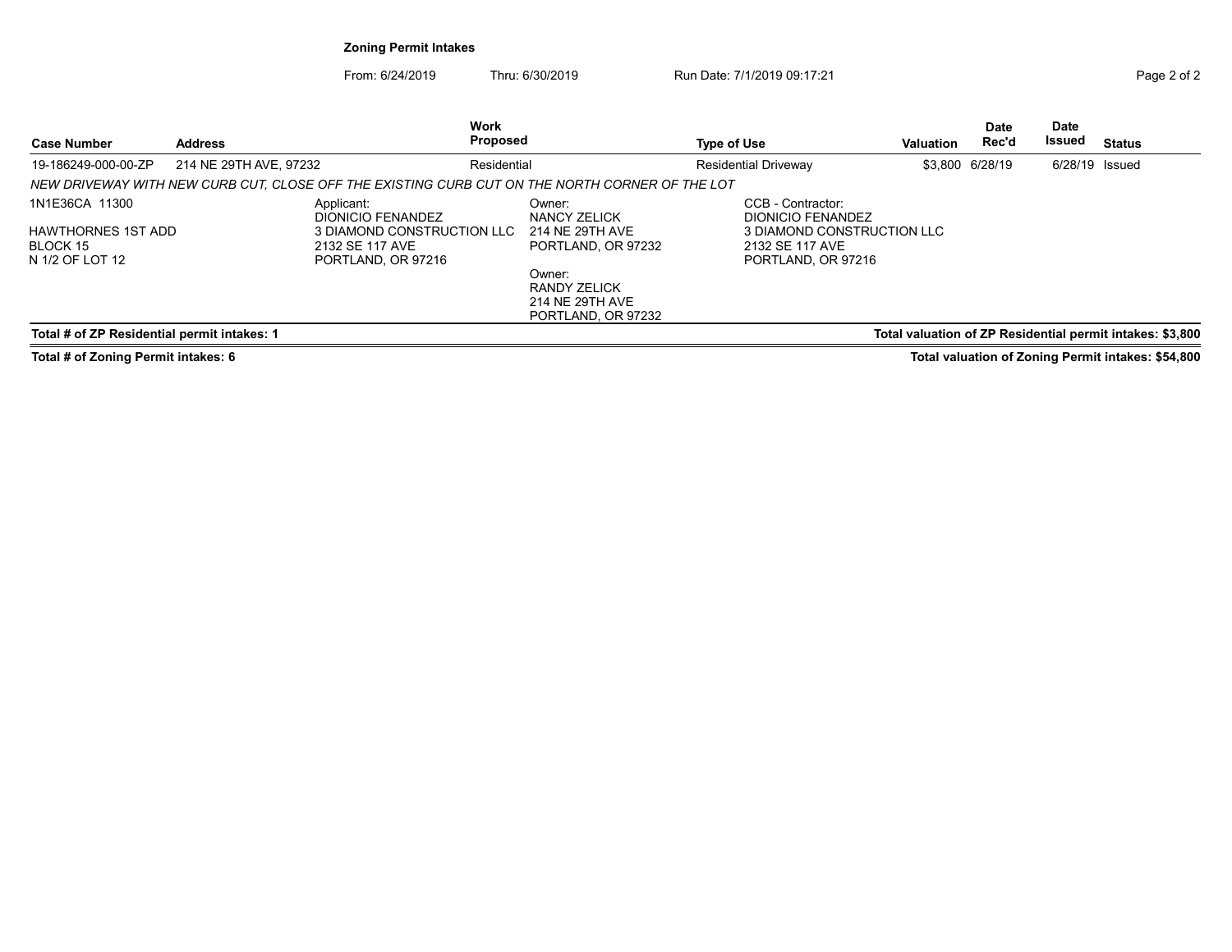**Zoning Permit Intakes**

From: 6/24/2019 Thru: 6/30/2019 Run Date: 7/1/2019 09:17:21

| Case Number | Address | Work Proposed | Type of Use | Valuation | Date Rec'd | Date Issued | Status |
|---|---|---|---|---|---|---|---|
| 19-186249-000-00-ZP | 214 NE 29TH AVE, 97232 | Residential | Residential Driveway | $3,800 | 6/28/19 | 6/28/19 | Issued |

*NEW DRIVEWAY WITH NEW CURB CUT, CLOSE OFF THE EXISTING CURB CUT ON THE NORTH CORNER OF THE LOT*

1N1E36CA 11300

HAWTHORNES 1ST ADD
BLOCK 15
N 1/2 OF LOT 12

Applicant:
DIONICIO FENANDEZ
3 DIAMOND CONSTRUCTION LLC
2132 SE 117 AVE
PORTLAND, OR 97216

Owner:
NANCY ZELICK
214 NE 29TH AVE
PORTLAND, OR 97232

Owner:
RANDY ZELICK
214 NE 29TH AVE
PORTLAND, OR 97232

CCB - Contractor:
DIONICIO FENANDEZ
3 DIAMOND CONSTRUCTION LLC
2132 SE 117 AVE
PORTLAND, OR 97216

**Total # of ZP Residential permit intakes: 1** — **Total valuation of ZP Residential permit intakes: $3,800**

**Total # of Zoning Permit intakes: 6** — **Total valuation of Zoning Permit intakes: $54,800**